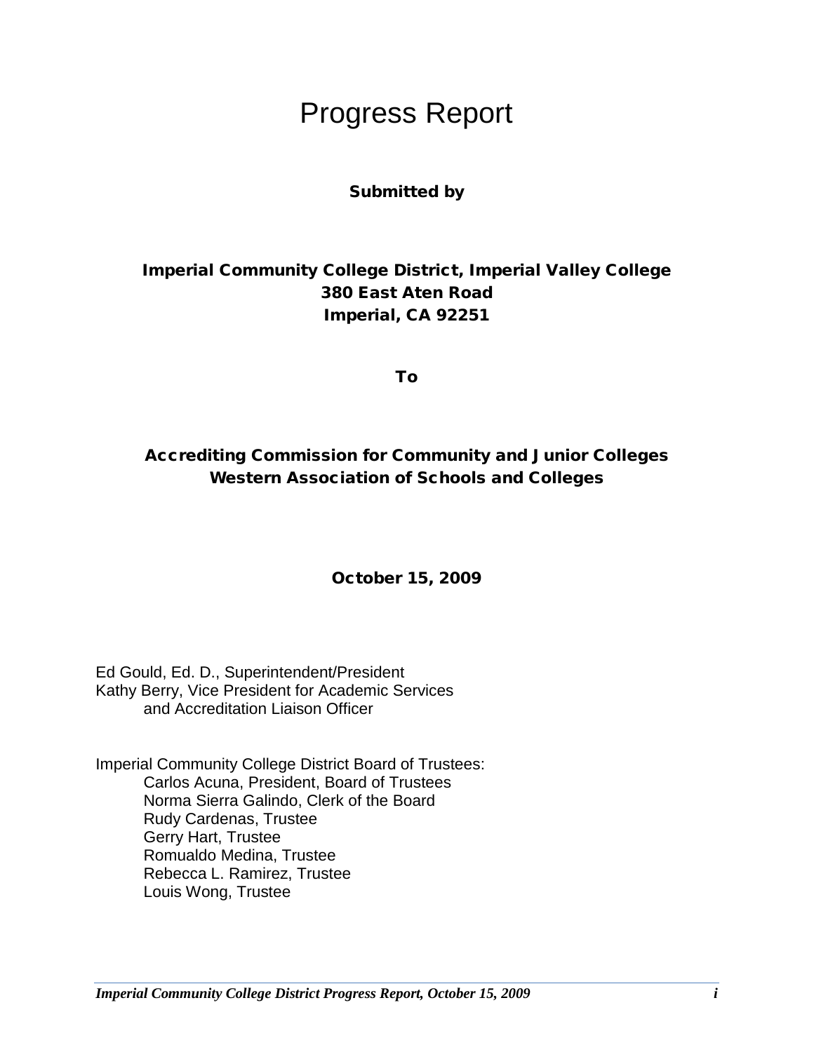# Progress Report

**Submitted by**

**Imperial Community College District, Imperial Valley College**
**380 East Aten Road**
**Imperial, CA 92251**

**To**

**Accrediting Commission for Community and Junior Colleges**
**Western Association of Schools and Colleges**

**October 15, 2009**

Ed Gould, Ed. D., Superintendent/President
Kathy Berry, Vice President for Academic Services
and Accreditation Liaison Officer

Imperial Community College District Board of Trustees:
- Carlos Acuna, President, Board of Trustees
- Norma Sierra Galindo, Clerk of the Board
- Rudy Cardenas, Trustee
- Gerry Hart, Trustee
- Romualdo Medina, Trustee
- Rebecca L. Ramirez, Trustee
- Louis Wong, Trustee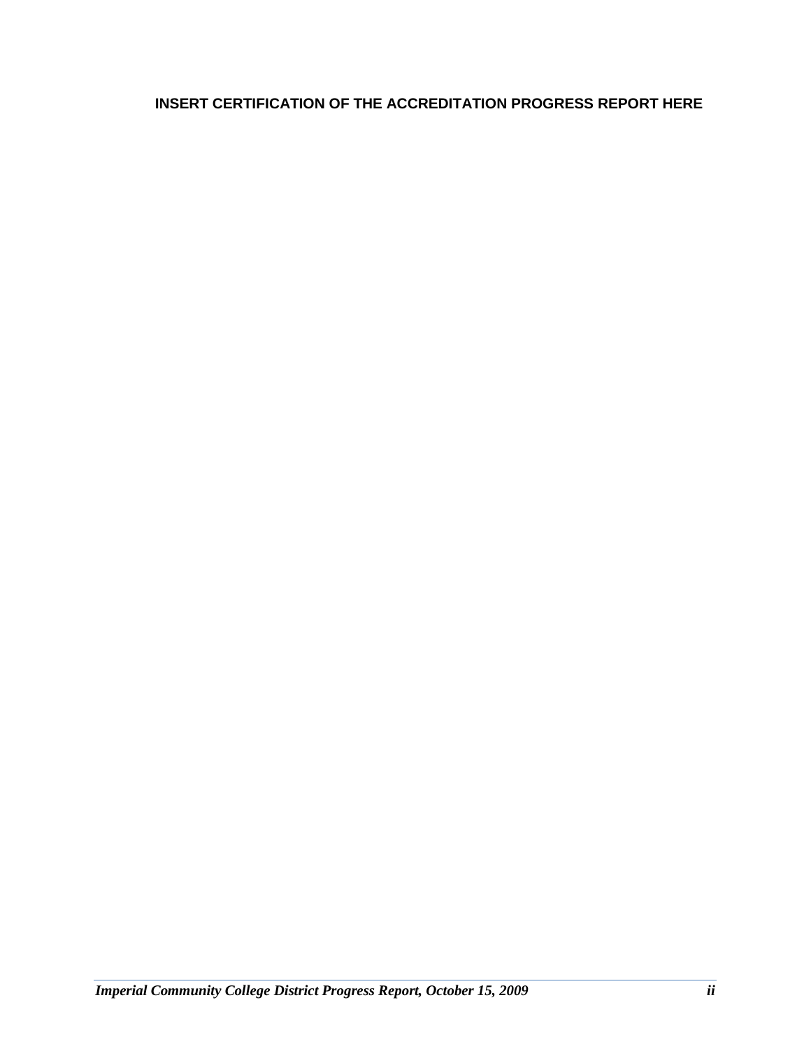**INSERT CERTIFICATION OF THE ACCREDITATION PROGRESS REPORT HERE**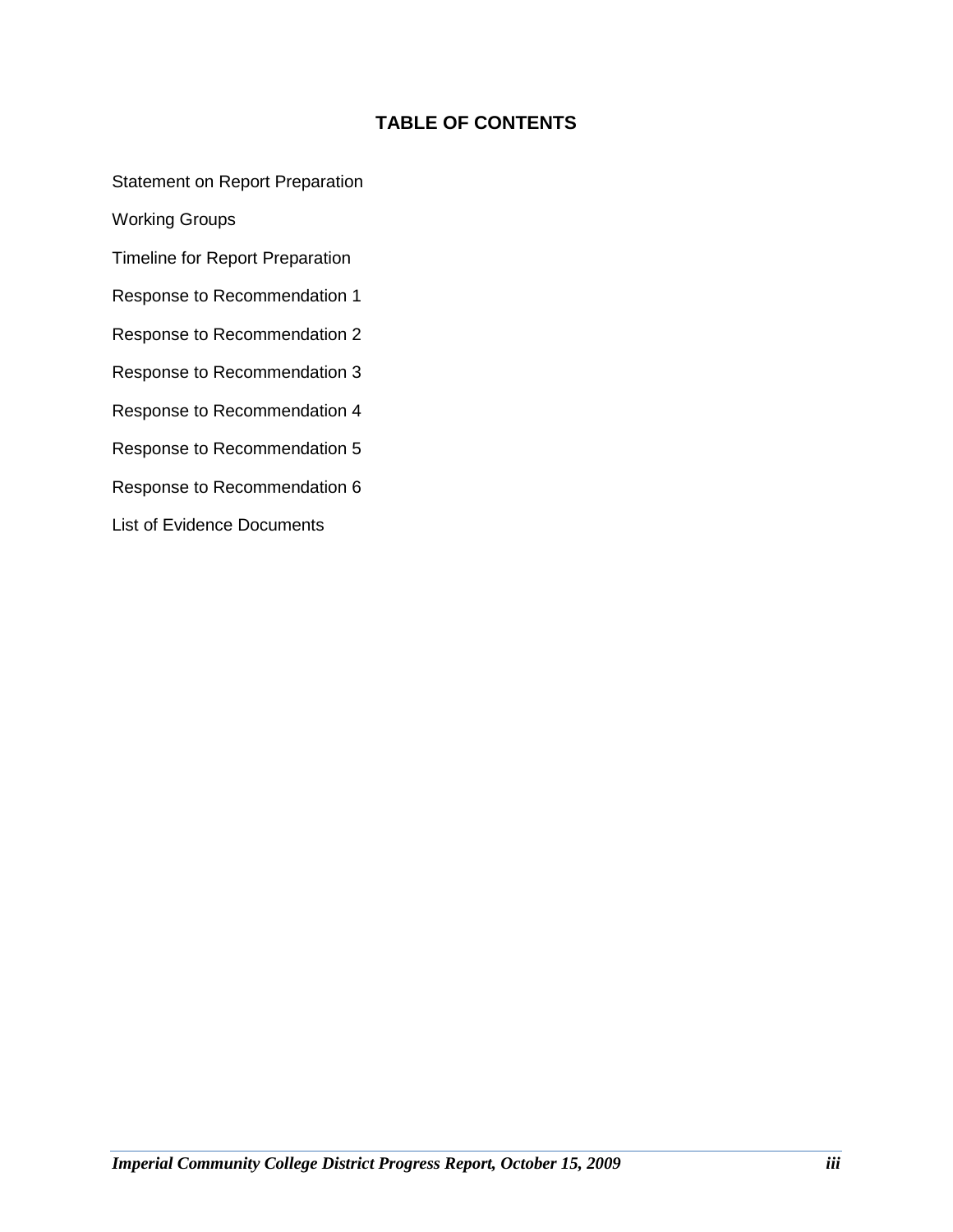# TABLE OF CONTENTS

Statement on Report Preparation

Working Groups

Timeline for Report Preparation

Response to Recommendation 1

Response to Recommendation 2

Response to Recommendation 3

Response to Recommendation 4

Response to Recommendation 5

Response to Recommendation 6

List of Evidence Documents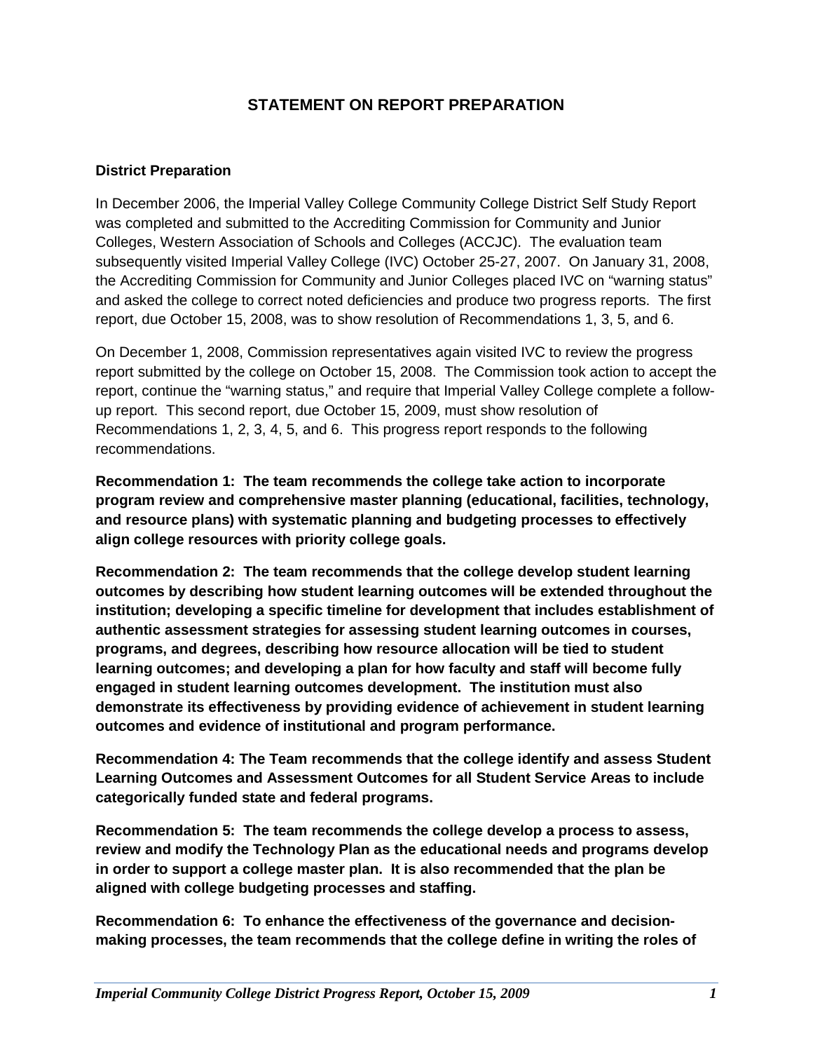## STATEMENT ON REPORT PREPARATION

### District Preparation

In December 2006, the Imperial Valley College Community College District Self Study Report was completed and submitted to the Accrediting Commission for Community and Junior Colleges, Western Association of Schools and Colleges (ACCJC). The evaluation team subsequently visited Imperial Valley College (IVC) October 25-27, 2007. On January 31, 2008, the Accrediting Commission for Community and Junior Colleges placed IVC on "warning status" and asked the college to correct noted deficiencies and produce two progress reports. The first report, due October 15, 2008, was to show resolution of Recommendations 1, 3, 5, and 6.

On December 1, 2008, Commission representatives again visited IVC to review the progress report submitted by the college on October 15, 2008. The Commission took action to accept the report, continue the "warning status," and require that Imperial Valley College complete a follow-up report. This second report, due October 15, 2009, must show resolution of Recommendations 1, 2, 3, 4, 5, and 6. This progress report responds to the following recommendations.

**Recommendation 1: The team recommends the college take action to incorporate program review and comprehensive master planning (educational, facilities, technology, and resource plans) with systematic planning and budgeting processes to effectively align college resources with priority college goals.**

**Recommendation 2: The team recommends that the college develop student learning outcomes by describing how student learning outcomes will be extended throughout the institution; developing a specific timeline for development that includes establishment of authentic assessment strategies for assessing student learning outcomes in courses, programs, and degrees, describing how resource allocation will be tied to student learning outcomes; and developing a plan for how faculty and staff will become fully engaged in student learning outcomes development. The institution must also demonstrate its effectiveness by providing evidence of achievement in student learning outcomes and evidence of institutional and program performance.**

**Recommendation 4: The Team recommends that the college identify and assess Student Learning Outcomes and Assessment Outcomes for all Student Service Areas to include categorically funded state and federal programs.**

**Recommendation 5: The team recommends the college develop a process to assess, review and modify the Technology Plan as the educational needs and programs develop in order to support a college master plan. It is also recommended that the plan be aligned with college budgeting processes and staffing.**

**Recommendation 6: To enhance the effectiveness of the governance and decision-making processes, the team recommends that the college define in writing the roles of**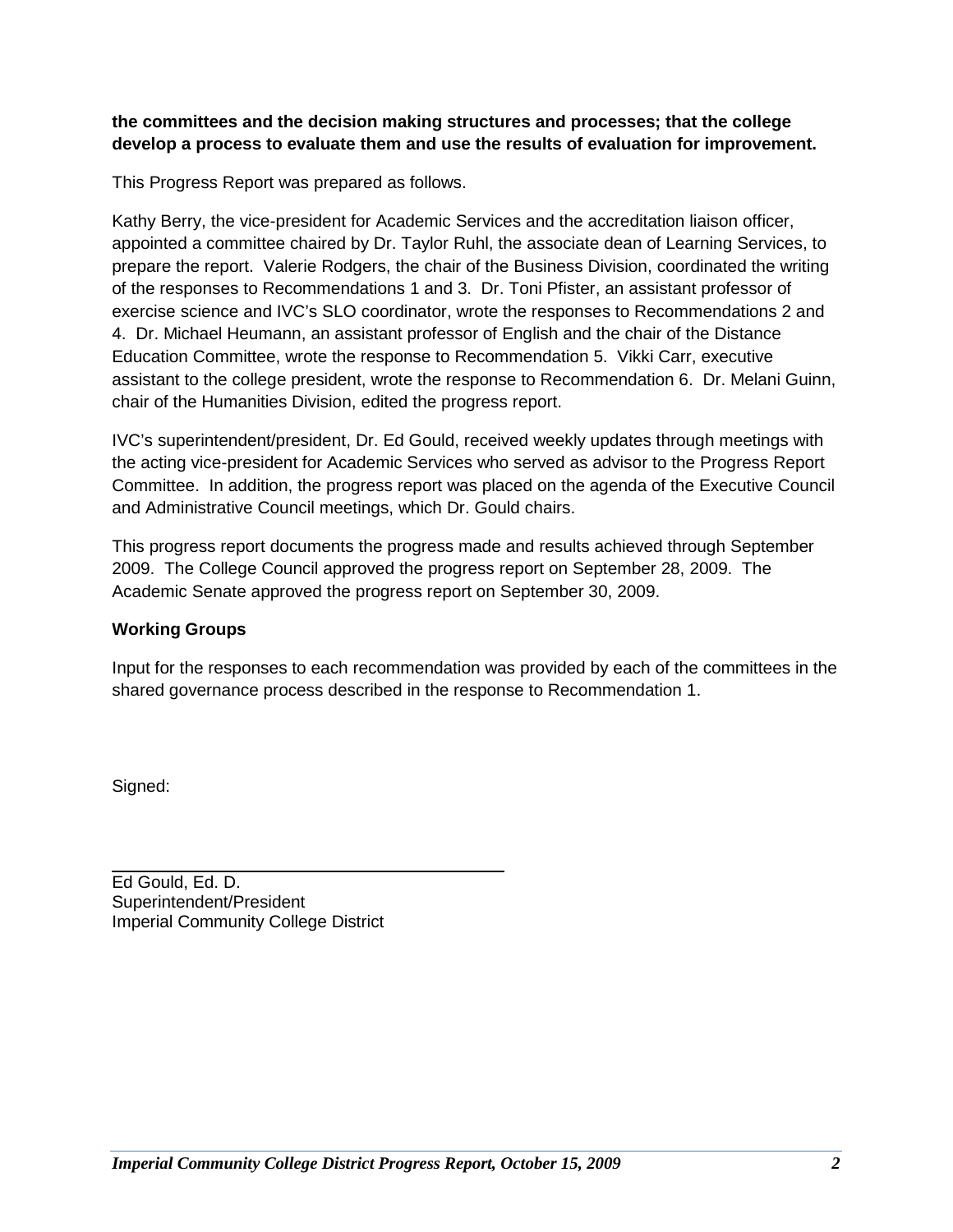**the committees and the decision making structures and processes; that the college develop a process to evaluate them and use the results of evaluation for improvement.**

This Progress Report was prepared as follows.

Kathy Berry, the vice-president for Academic Services and the accreditation liaison officer, appointed a committee chaired by Dr. Taylor Ruhl, the associate dean of Learning Services, to prepare the report. Valerie Rodgers, the chair of the Business Division, coordinated the writing of the responses to Recommendations 1 and 3. Dr. Toni Pfister, an assistant professor of exercise science and IVC's SLO coordinator, wrote the responses to Recommendations 2 and 4. Dr. Michael Heumann, an assistant professor of English and the chair of the Distance Education Committee, wrote the response to Recommendation 5. Vikki Carr, executive assistant to the college president, wrote the response to Recommendation 6. Dr. Melani Guinn, chair of the Humanities Division, edited the progress report.

IVC's superintendent/president, Dr. Ed Gould, received weekly updates through meetings with the acting vice-president for Academic Services who served as advisor to the Progress Report Committee. In addition, the progress report was placed on the agenda of the Executive Council and Administrative Council meetings, which Dr. Gould chairs.

This progress report documents the progress made and results achieved through September 2009. The College Council approved the progress report on September 28, 2009. The Academic Senate approved the progress report on September 30, 2009.

**Working Groups**

Input for the responses to each recommendation was provided by each of the committees in the shared governance process described in the response to Recommendation 1.

Signed:

______________________________

Ed Gould, Ed. D.
Superintendent/President
Imperial Community College District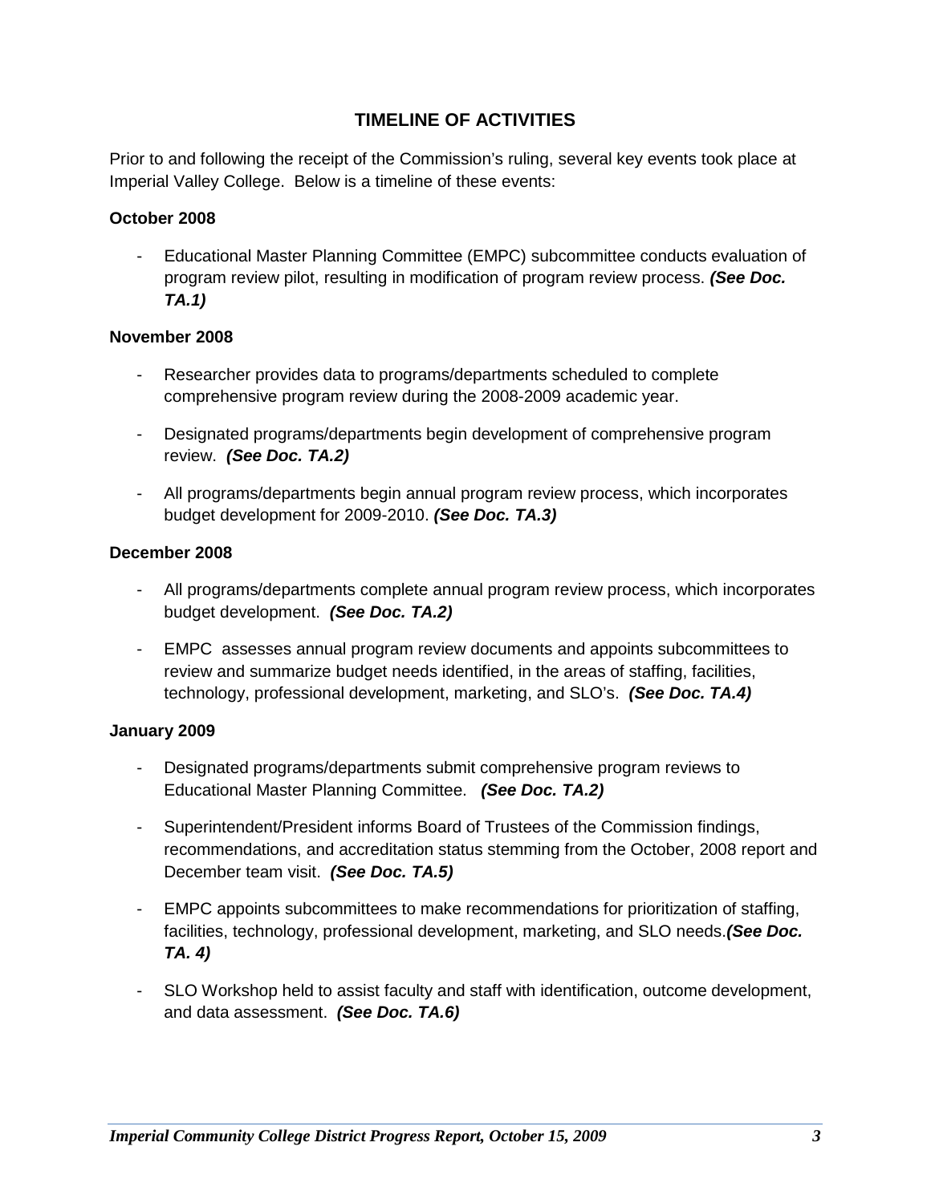## TIMELINE OF ACTIVITIES

Prior to and following the receipt of the Commission's ruling, several key events took place at Imperial Valley College. Below is a timeline of these events:

**October 2008**

- Educational Master Planning Committee (EMPC) subcommittee conducts evaluation of program review pilot, resulting in modification of program review process. ***(See Doc. TA.1)***

**November 2008**

- Researcher provides data to programs/departments scheduled to complete comprehensive program review during the 2008-2009 academic year.
- Designated programs/departments begin development of comprehensive program review. ***(See Doc. TA.2)***
- All programs/departments begin annual program review process, which incorporates budget development for 2009-2010. ***(See Doc. TA.3)***

**December 2008**

- All programs/departments complete annual program review process, which incorporates budget development. ***(See Doc. TA.2)***
- EMPC assesses annual program review documents and appoints subcommittees to review and summarize budget needs identified, in the areas of staffing, facilities, technology, professional development, marketing, and SLO's. ***(See Doc. TA.4)***

**January 2009**

- Designated programs/departments submit comprehensive program reviews to Educational Master Planning Committee. ***(See Doc. TA.2)***
- Superintendent/President informs Board of Trustees of the Commission findings, recommendations, and accreditation status stemming from the October, 2008 report and December team visit. ***(See Doc. TA.5)***
- EMPC appoints subcommittees to make recommendations for prioritization of staffing, facilities, technology, professional development, marketing, and SLO needs. ***(See Doc. TA. 4)***
- SLO Workshop held to assist faculty and staff with identification, outcome development, and data assessment. ***(See Doc. TA.6)***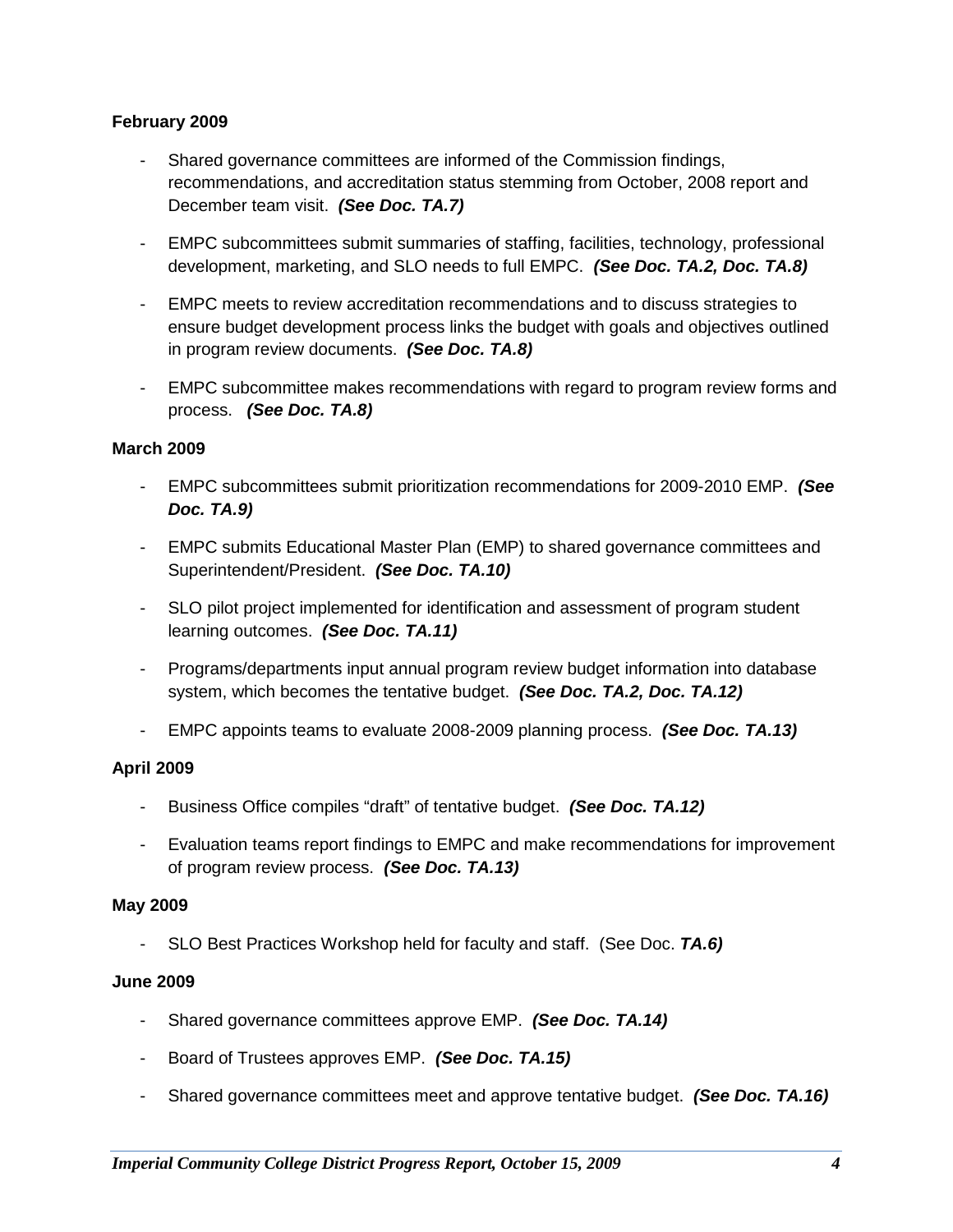**February 2009**

- Shared governance committees are informed of the Commission findings, recommendations, and accreditation status stemming from October, 2008 report and December team visit. ***(See Doc. TA.7)***

- EMPC subcommittees submit summaries of staffing, facilities, technology, professional development, marketing, and SLO needs to full EMPC. ***(See Doc. TA.2, Doc. TA.8)***

- EMPC meets to review accreditation recommendations and to discuss strategies to ensure budget development process links the budget with goals and objectives outlined in program review documents. ***(See Doc. TA.8)***

- EMPC subcommittee makes recommendations with regard to program review forms and process. ***(See Doc. TA.8)***

**March 2009**

- EMPC subcommittees submit prioritization recommendations for 2009-2010 EMP. ***(See Doc. TA.9)***

- EMPC submits Educational Master Plan (EMP) to shared governance committees and Superintendent/President. ***(See Doc. TA.10)***

- SLO pilot project implemented for identification and assessment of program student learning outcomes. ***(See Doc. TA.11)***

- Programs/departments input annual program review budget information into database system, which becomes the tentative budget. ***(See Doc. TA.2, Doc. TA.12)***

- EMPC appoints teams to evaluate 2008-2009 planning process. ***(See Doc. TA.13)***

**April 2009**

- Business Office compiles "draft" of tentative budget. ***(See Doc. TA.12)***

- Evaluation teams report findings to EMPC and make recommendations for improvement of program review process. ***(See Doc. TA.13)***

**May 2009**

- SLO Best Practices Workshop held for faculty and staff. (See Doc. ***TA.6)***

**June 2009**

- Shared governance committees approve EMP. ***(See Doc. TA.14)***

- Board of Trustees approves EMP. ***(See Doc. TA.15)***

- Shared governance committees meet and approve tentative budget. ***(See Doc. TA.16)***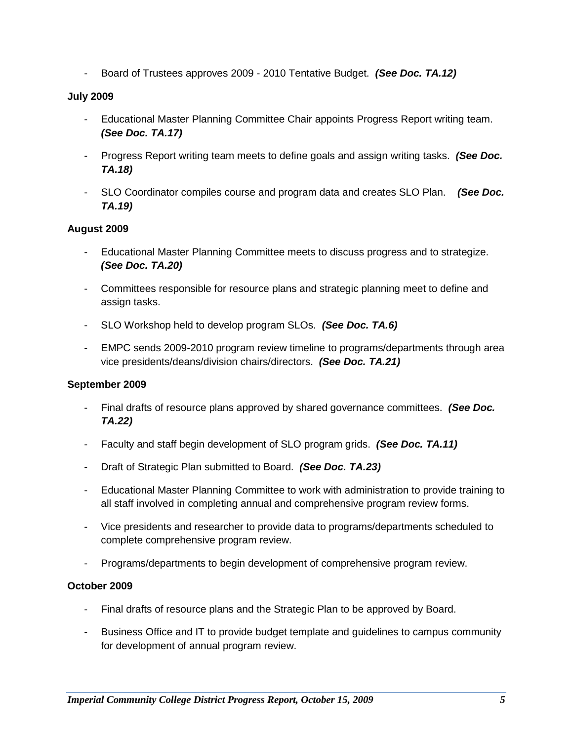- Board of Trustees approves 2009 - 2010 Tentative Budget. ***(See Doc. TA.12)***

**July 2009**

- Educational Master Planning Committee Chair appoints Progress Report writing team. ***(See Doc. TA.17)***
- Progress Report writing team meets to define goals and assign writing tasks. ***(See Doc. TA.18)***
- SLO Coordinator compiles course and program data and creates SLO Plan. ***(See Doc. TA.19)***

**August 2009**

- Educational Master Planning Committee meets to discuss progress and to strategize. ***(See Doc. TA.20)***
- Committees responsible for resource plans and strategic planning meet to define and assign tasks.
- SLO Workshop held to develop program SLOs. ***(See Doc. TA.6)***
- EMPC sends 2009-2010 program review timeline to programs/departments through area vice presidents/deans/division chairs/directors. ***(See Doc. TA.21)***

**September 2009**

- Final drafts of resource plans approved by shared governance committees. ***(See Doc. TA.22)***
- Faculty and staff begin development of SLO program grids. ***(See Doc. TA.11)***
- Draft of Strategic Plan submitted to Board. ***(See Doc. TA.23)***
- Educational Master Planning Committee to work with administration to provide training to all staff involved in completing annual and comprehensive program review forms.
- Vice presidents and researcher to provide data to programs/departments scheduled to complete comprehensive program review.
- Programs/departments to begin development of comprehensive program review.

**October 2009**

- Final drafts of resource plans and the Strategic Plan to be approved by Board.
- Business Office and IT to provide budget template and guidelines to campus community for development of annual program review.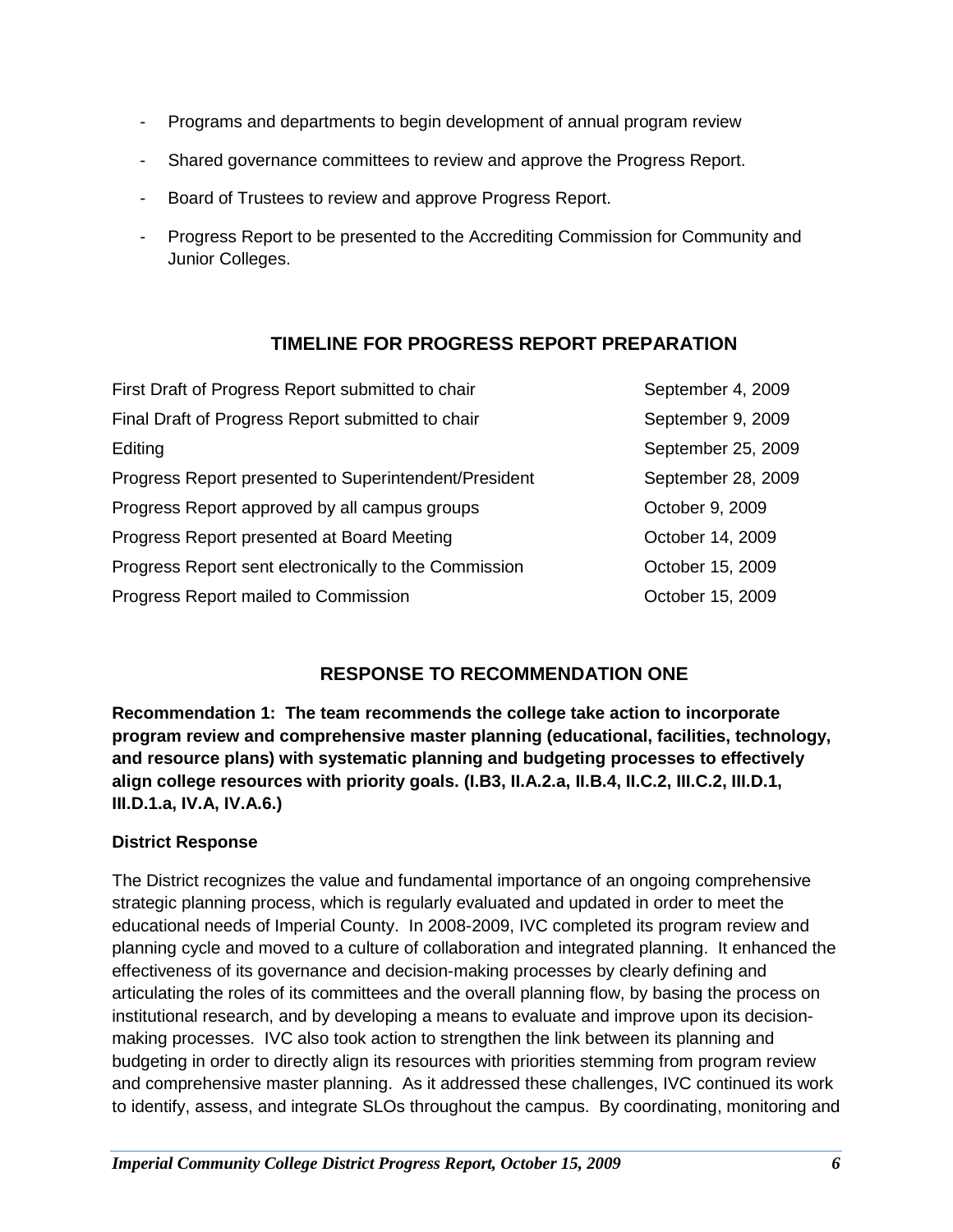- Programs and departments to begin development of annual program review
- Shared governance committees to review and approve the Progress Report.
- Board of Trustees to review and approve Progress Report.
- Progress Report to be presented to the Accrediting Commission for Community and Junior Colleges.

## TIMELINE FOR PROGRESS REPORT PREPARATION

| | |
|---|---|
| First Draft of Progress Report submitted to chair | September 4, 2009 |
| Final Draft of Progress Report submitted to chair | September 9, 2009 |
| Editing | September 25, 2009 |
| Progress Report presented to Superintendent/President | September 28, 2009 |
| Progress Report approved by all campus groups | October 9, 2009 |
| Progress Report presented at Board Meeting | October 14, 2009 |
| Progress Report sent electronically to the Commission | October 15, 2009 |
| Progress Report mailed to Commission | October 15, 2009 |

## RESPONSE TO RECOMMENDATION ONE

**Recommendation 1: The team recommends the college take action to incorporate program review and comprehensive master planning (educational, facilities, technology, and resource plans) with systematic planning and budgeting processes to effectively align college resources with priority goals. (I.B3, II.A.2.a, II.B.4, II.C.2, III.C.2, III.D.1, III.D.1.a, IV.A, IV.A.6.)**

**District Response**

The District recognizes the value and fundamental importance of an ongoing comprehensive strategic planning process, which is regularly evaluated and updated in order to meet the educational needs of Imperial County. In 2008-2009, IVC completed its program review and planning cycle and moved to a culture of collaboration and integrated planning. It enhanced the effectiveness of its governance and decision-making processes by clearly defining and articulating the roles of its committees and the overall planning flow, by basing the process on institutional research, and by developing a means to evaluate and improve upon its decision-making processes. IVC also took action to strengthen the link between its planning and budgeting in order to directly align its resources with priorities stemming from program review and comprehensive master planning. As it addressed these challenges, IVC continued its work to identify, assess, and integrate SLOs throughout the campus. By coordinating, monitoring and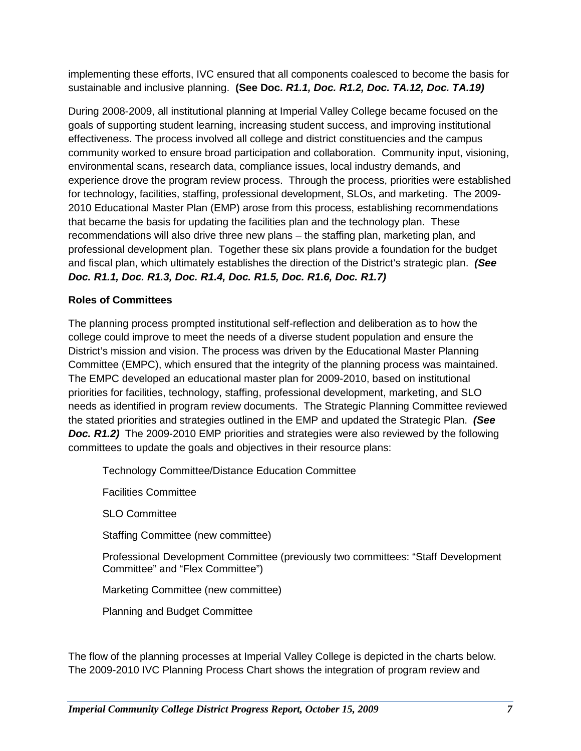implementing these efforts, IVC ensured that all components coalesced to become the basis for sustainable and inclusive planning. **(See Doc. *R1.1, Doc. R1.2, Doc. TA.12, Doc. TA.19)***

During 2008-2009, all institutional planning at Imperial Valley College became focused on the goals of supporting student learning, increasing student success, and improving institutional effectiveness. The process involved all college and district constituencies and the campus community worked to ensure broad participation and collaboration. Community input, visioning, environmental scans, research data, compliance issues, local industry demands, and experience drove the program review process. Through the process, priorities were established for technology, facilities, staffing, professional development, SLOs, and marketing. The 2009-2010 Educational Master Plan (EMP) arose from this process, establishing recommendations that became the basis for updating the facilities plan and the technology plan. These recommendations will also drive three new plans – the staffing plan, marketing plan, and professional development plan. Together these six plans provide a foundation for the budget and fiscal plan, which ultimately establishes the direction of the District's strategic plan. ***(See Doc. R1.1, Doc. R1.3, Doc. R1.4, Doc. R1.5, Doc. R1.6, Doc. R1.7)***

**Roles of Committees**

The planning process prompted institutional self-reflection and deliberation as to how the college could improve to meet the needs of a diverse student population and ensure the District's mission and vision. The process was driven by the Educational Master Planning Committee (EMPC), which ensured that the integrity of the planning process was maintained. The EMPC developed an educational master plan for 2009-2010, based on institutional priorities for facilities, technology, staffing, professional development, marketing, and SLO needs as identified in program review documents. The Strategic Planning Committee reviewed the stated priorities and strategies outlined in the EMP and updated the Strategic Plan. ***(See Doc. R1.2)*** The 2009-2010 EMP priorities and strategies were also reviewed by the following committees to update the goals and objectives in their resource plans:

Technology Committee/Distance Education Committee

Facilities Committee

SLO Committee

Staffing Committee (new committee)

Professional Development Committee (previously two committees: "Staff Development Committee" and "Flex Committee")

Marketing Committee (new committee)

Planning and Budget Committee

The flow of the planning processes at Imperial Valley College is depicted in the charts below. The 2009-2010 IVC Planning Process Chart shows the integration of program review and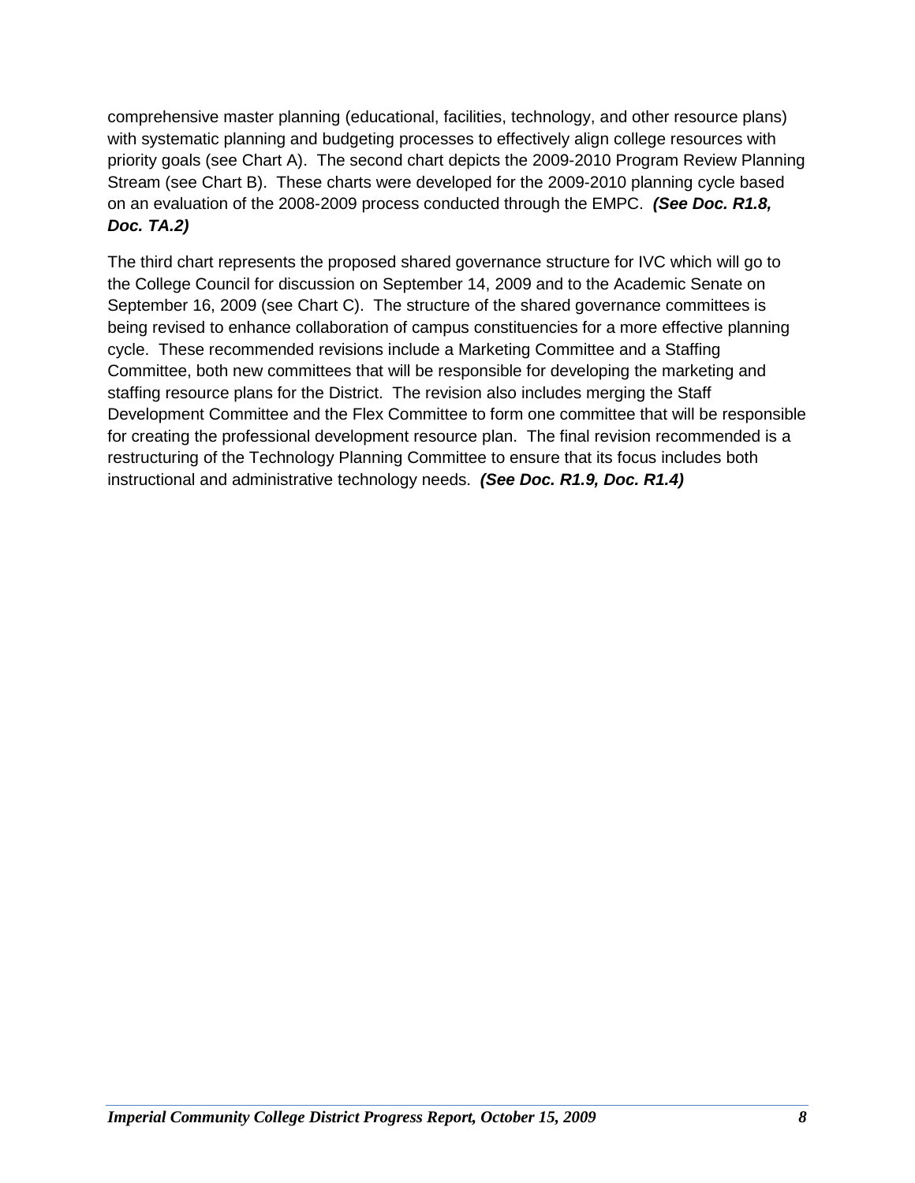comprehensive master planning (educational, facilities, technology, and other resource plans) with systematic planning and budgeting processes to effectively align college resources with priority goals (see Chart A). The second chart depicts the 2009-2010 Program Review Planning Stream (see Chart B). These charts were developed for the 2009-2010 planning cycle based on an evaluation of the 2008-2009 process conducted through the EMPC. ***(See Doc. R1.8, Doc. TA.2)***

The third chart represents the proposed shared governance structure for IVC which will go to the College Council for discussion on September 14, 2009 and to the Academic Senate on September 16, 2009 (see Chart C). The structure of the shared governance committees is being revised to enhance collaboration of campus constituencies for a more effective planning cycle. These recommended revisions include a Marketing Committee and a Staffing Committee, both new committees that will be responsible for developing the marketing and staffing resource plans for the District. The revision also includes merging the Staff Development Committee and the Flex Committee to form one committee that will be responsible for creating the professional development resource plan. The final revision recommended is a restructuring of the Technology Planning Committee to ensure that its focus includes both instructional and administrative technology needs. ***(See Doc. R1.9, Doc. R1.4)***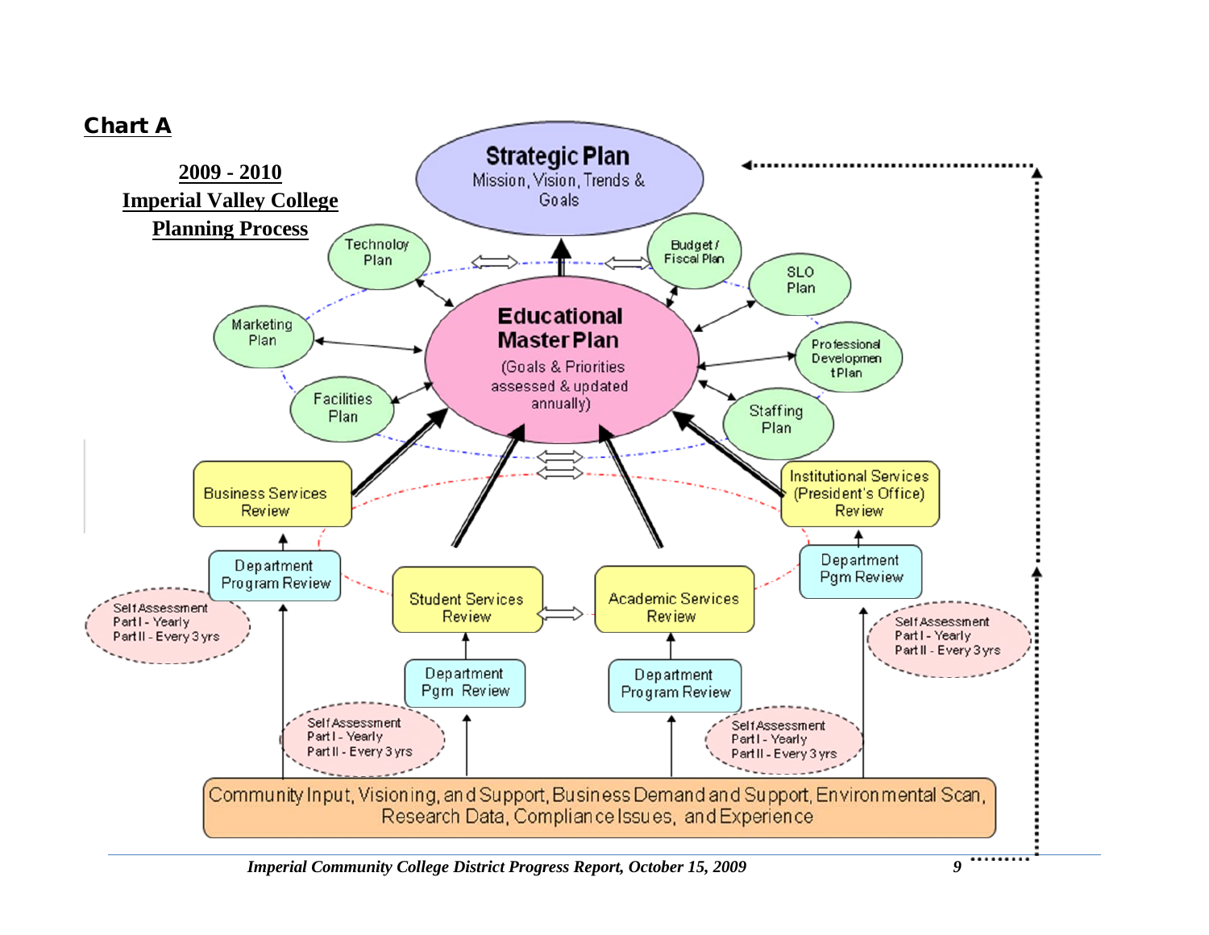## Chart A

**2009 - 2010**
**Imperial Valley College**
**Planning Process**

**Strategic Plan**
Mission, Vision, Trends & Goals

Technoloy Plan

Budget / Fiscal Plan

SLO Plan

Marketing Plan

**Educational Master Plan**
(Goals & Priorities assessed & updated annually)

Professional Developmen t Plan

Facilities Plan

Staffing Plan

Business Services Review

Institutional Services (President's Office) Review

Department Program Review

Department Pgm Review

Self Assessment
Part I - Yearly
Part II - Every 3 yrs

Student Services Review

Academic Services Review

Self Assessment
Part I - Yearly
Part II - Every 3 yrs

Department Pgm Review

Department Program Review

Self Assessment
Part I - Yearly
Part II - Every 3 yrs

Self Assessment
Part I - Yearly
Part II - Every 3 yrs

Community Input, Visioning, and Support, Business Demand and Support, Environmental Scan, Research Data, Compliance Issues, and Experience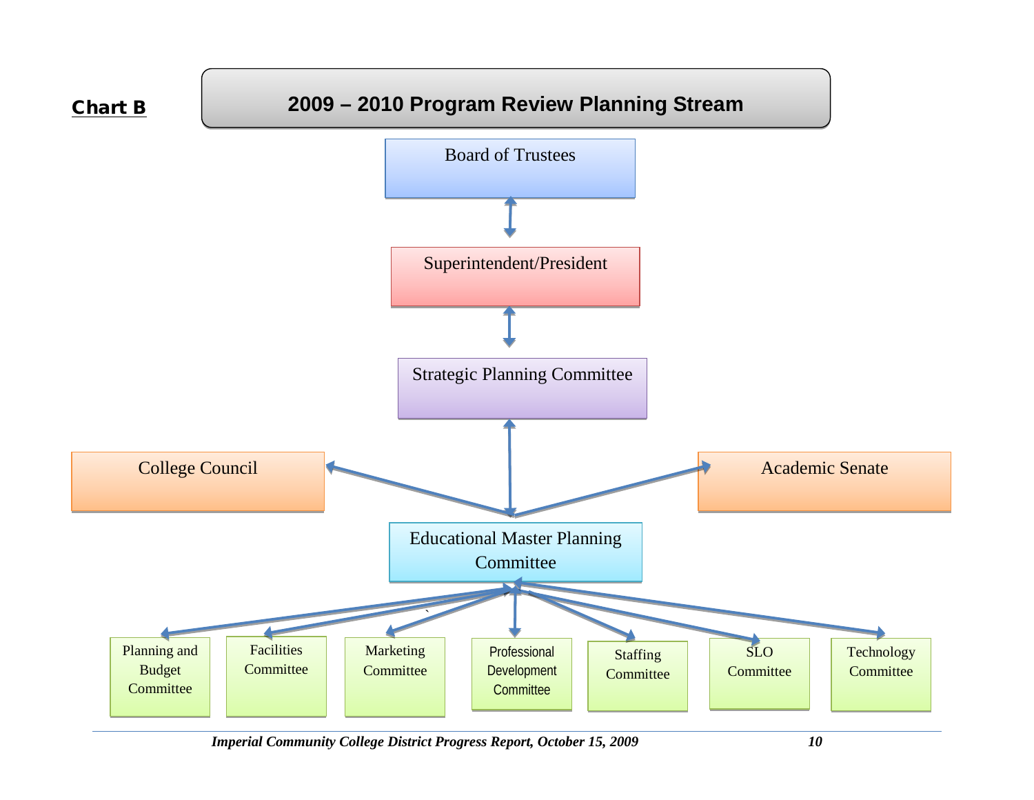**Chart B**

## 2009 – 2010 Program Review Planning Stream

Board of Trustees

↕

Superintendent/President

↕

Strategic Planning Committee

↕

College Council ↔ Educational Master Planning Committee ↔ Academic Senate

Educational Master Planning Committee ↔

- Planning and Budget Committee
- Facilities Committee
- Marketing Committee
- Professional Development Committee
- Staffing Committee
- SLO Committee
- Technology Committee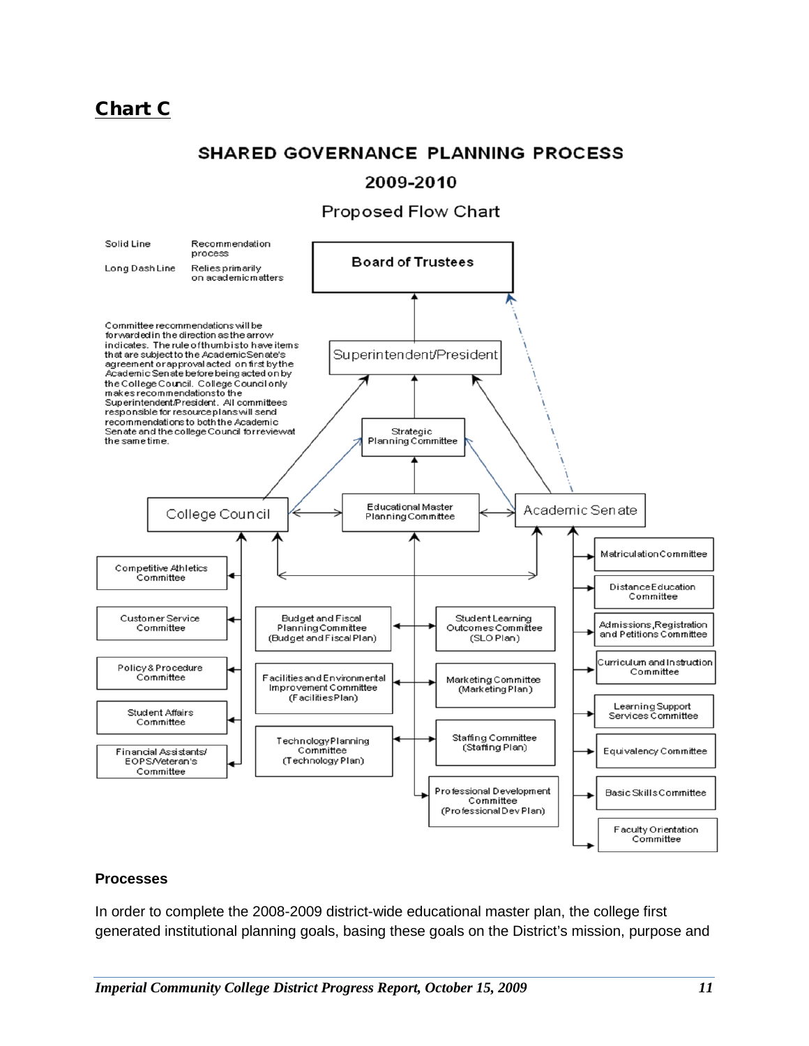## Chart C

### SHARED GOVERNANCE PLANNING PROCESS

### 2009-2010

### Proposed Flow Chart

Solid Line — Recommendation process

Long Dash Line — Relies primarily on academic matters

Committee recommendations will be forwarded in the direction as the arrow indicates. The rule of thumb is to have items that are subject to the Academic Senate's agreement or approval acted on first by the Academic Senate before being acted on by the College Council. College Council only makes recommendations to the Superintendent/President. All committees responsible for resource plans will send recommendations to both the Academic Senate and the college Council for review at the same time.

**Board of Trustees**

Superintendent/President

Strategic Planning Committee

College Council

Educational Master Planning Committee

Academic Senate

Competitive Athletics Committee

Customer Service Committee

Policy & Procedure Committee

Student Affairs Committee

Financial Assistants/ EOPS/Veteran's Committee

Budget and Fiscal Planning Committee (Budget and Fiscal Plan)

Student Learning Outcomes Committee (SLO Plan)

Facilities and Environmental Improvement Committee (Facilities Plan)

Marketing Committee (Marketing Plan)

Technology Planning Committee (Technology Plan)

Staffing Committee (Staffing Plan)

Professional Development Committee (Professional Dev Plan)

Matriculation Committee

Distance Education Committee

Admissions, Registration and Petitions Committee

Curriculum and Instruction Committee

Learning Support Services Committee

Equivalency Committee

Basic Skills Committee

Faculty Orientation Committee

**Processes**

In order to complete the 2008-2009 district-wide educational master plan, the college first generated institutional planning goals, basing these goals on the District's mission, purpose and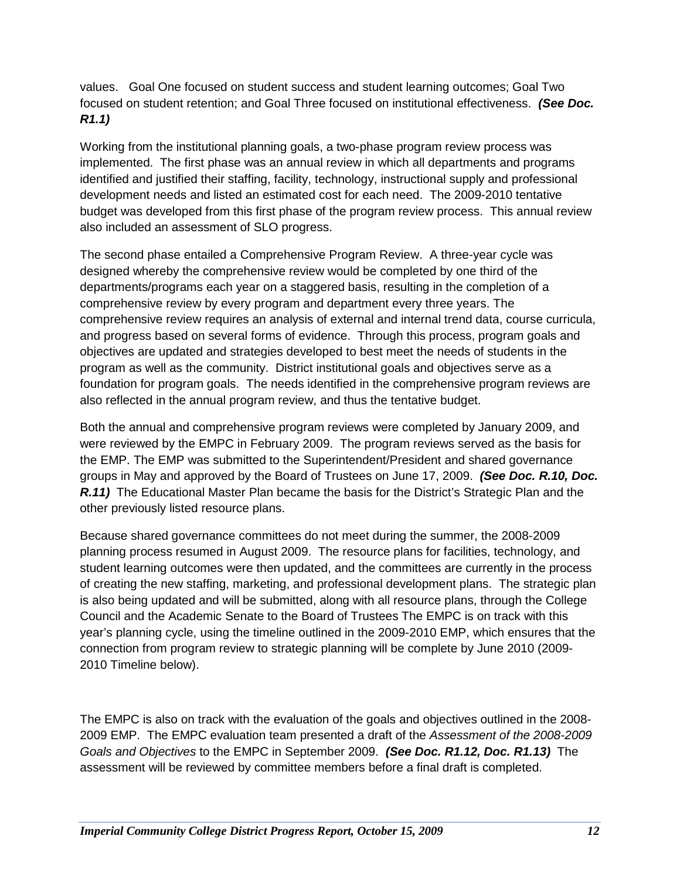values. Goal One focused on student success and student learning outcomes; Goal Two focused on student retention; and Goal Three focused on institutional effectiveness. ***(See Doc. R1.1)***

Working from the institutional planning goals, a two-phase program review process was implemented. The first phase was an annual review in which all departments and programs identified and justified their staffing, facility, technology, instructional supply and professional development needs and listed an estimated cost for each need. The 2009-2010 tentative budget was developed from this first phase of the program review process. This annual review also included an assessment of SLO progress.

The second phase entailed a Comprehensive Program Review. A three-year cycle was designed whereby the comprehensive review would be completed by one third of the departments/programs each year on a staggered basis, resulting in the completion of a comprehensive review by every program and department every three years. The comprehensive review requires an analysis of external and internal trend data, course curricula, and progress based on several forms of evidence. Through this process, program goals and objectives are updated and strategies developed to best meet the needs of students in the program as well as the community. District institutional goals and objectives serve as a foundation for program goals. The needs identified in the comprehensive program reviews are also reflected in the annual program review, and thus the tentative budget.

Both the annual and comprehensive program reviews were completed by January 2009, and were reviewed by the EMPC in February 2009. The program reviews served as the basis for the EMP. The EMP was submitted to the Superintendent/President and shared governance groups in May and approved by the Board of Trustees on June 17, 2009. ***(See Doc. R.10, Doc. R.11)*** The Educational Master Plan became the basis for the District's Strategic Plan and the other previously listed resource plans.

Because shared governance committees do not meet during the summer, the 2008-2009 planning process resumed in August 2009. The resource plans for facilities, technology, and student learning outcomes were then updated, and the committees are currently in the process of creating the new staffing, marketing, and professional development plans. The strategic plan is also being updated and will be submitted, along with all resource plans, through the College Council and the Academic Senate to the Board of Trustees The EMPC is on track with this year's planning cycle, using the timeline outlined in the 2009-2010 EMP, which ensures that the connection from program review to strategic planning will be complete by June 2010 (2009-2010 Timeline below).

The EMPC is also on track with the evaluation of the goals and objectives outlined in the 2008-2009 EMP. The EMPC evaluation team presented a draft of the *Assessment of the 2008-2009 Goals and Objectives* to the EMPC in September 2009. ***(See Doc. R1.12, Doc. R1.13)*** The assessment will be reviewed by committee members before a final draft is completed.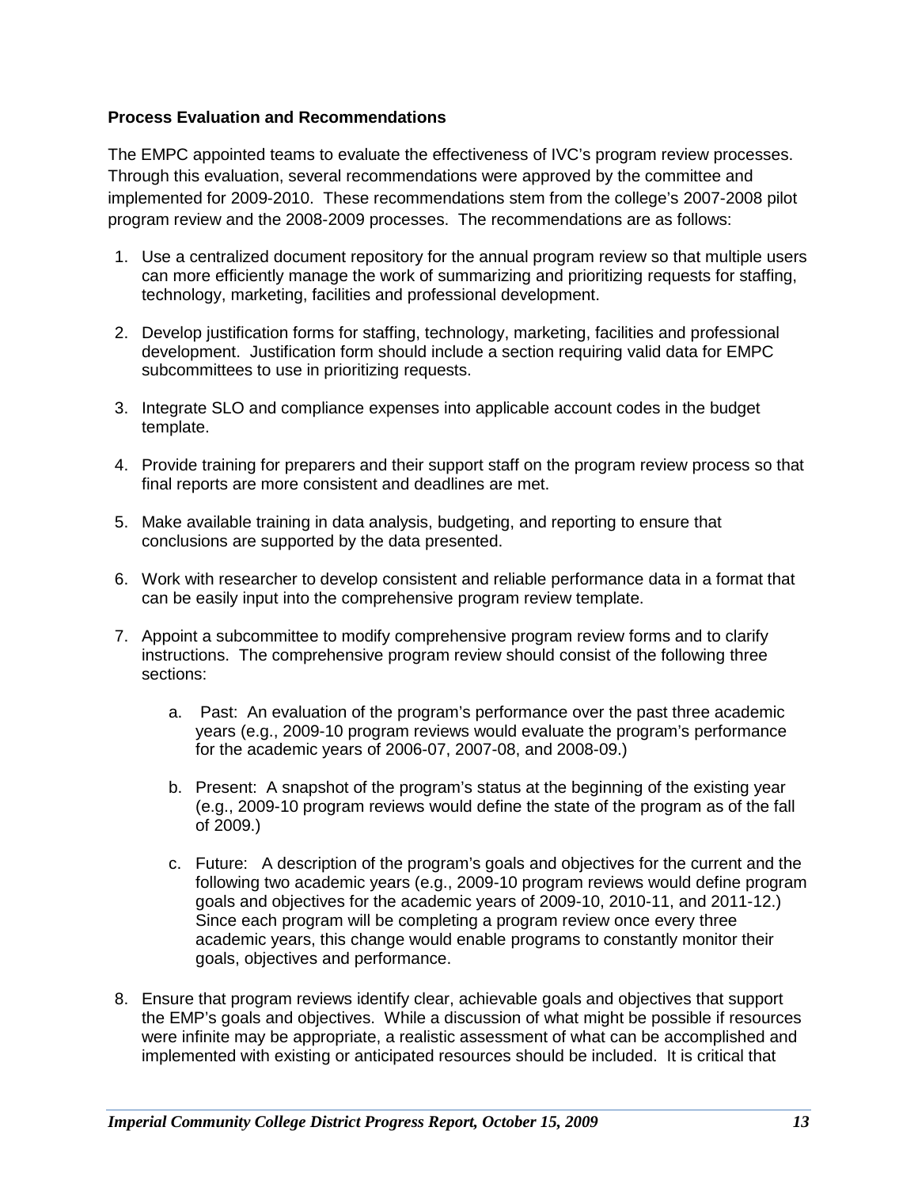**Process Evaluation and Recommendations**

The EMPC appointed teams to evaluate the effectiveness of IVC's program review processes. Through this evaluation, several recommendations were approved by the committee and implemented for 2009-2010. These recommendations stem from the college's 2007-2008 pilot program review and the 2008-2009 processes. The recommendations are as follows:

1. Use a centralized document repository for the annual program review so that multiple users can more efficiently manage the work of summarizing and prioritizing requests for staffing, technology, marketing, facilities and professional development.

2. Develop justification forms for staffing, technology, marketing, facilities and professional development. Justification form should include a section requiring valid data for EMPC subcommittees to use in prioritizing requests.

3. Integrate SLO and compliance expenses into applicable account codes in the budget template.

4. Provide training for preparers and their support staff on the program review process so that final reports are more consistent and deadlines are met.

5. Make available training in data analysis, budgeting, and reporting to ensure that conclusions are supported by the data presented.

6. Work with researcher to develop consistent and reliable performance data in a format that can be easily input into the comprehensive program review template.

7. Appoint a subcommittee to modify comprehensive program review forms and to clarify instructions. The comprehensive program review should consist of the following three sections:

   a. Past: An evaluation of the program's performance over the past three academic years (e.g., 2009-10 program reviews would evaluate the program's performance for the academic years of 2006-07, 2007-08, and 2008-09.)

   b. Present: A snapshot of the program's status at the beginning of the existing year (e.g., 2009-10 program reviews would define the state of the program as of the fall of 2009.)

   c. Future: A description of the program's goals and objectives for the current and the following two academic years (e.g., 2009-10 program reviews would define program goals and objectives for the academic years of 2009-10, 2010-11, and 2011-12.) Since each program will be completing a program review once every three academic years, this change would enable programs to constantly monitor their goals, objectives and performance.

8. Ensure that program reviews identify clear, achievable goals and objectives that support the EMP's goals and objectives. While a discussion of what might be possible if resources were infinite may be appropriate, a realistic assessment of what can be accomplished and implemented with existing or anticipated resources should be included. It is critical that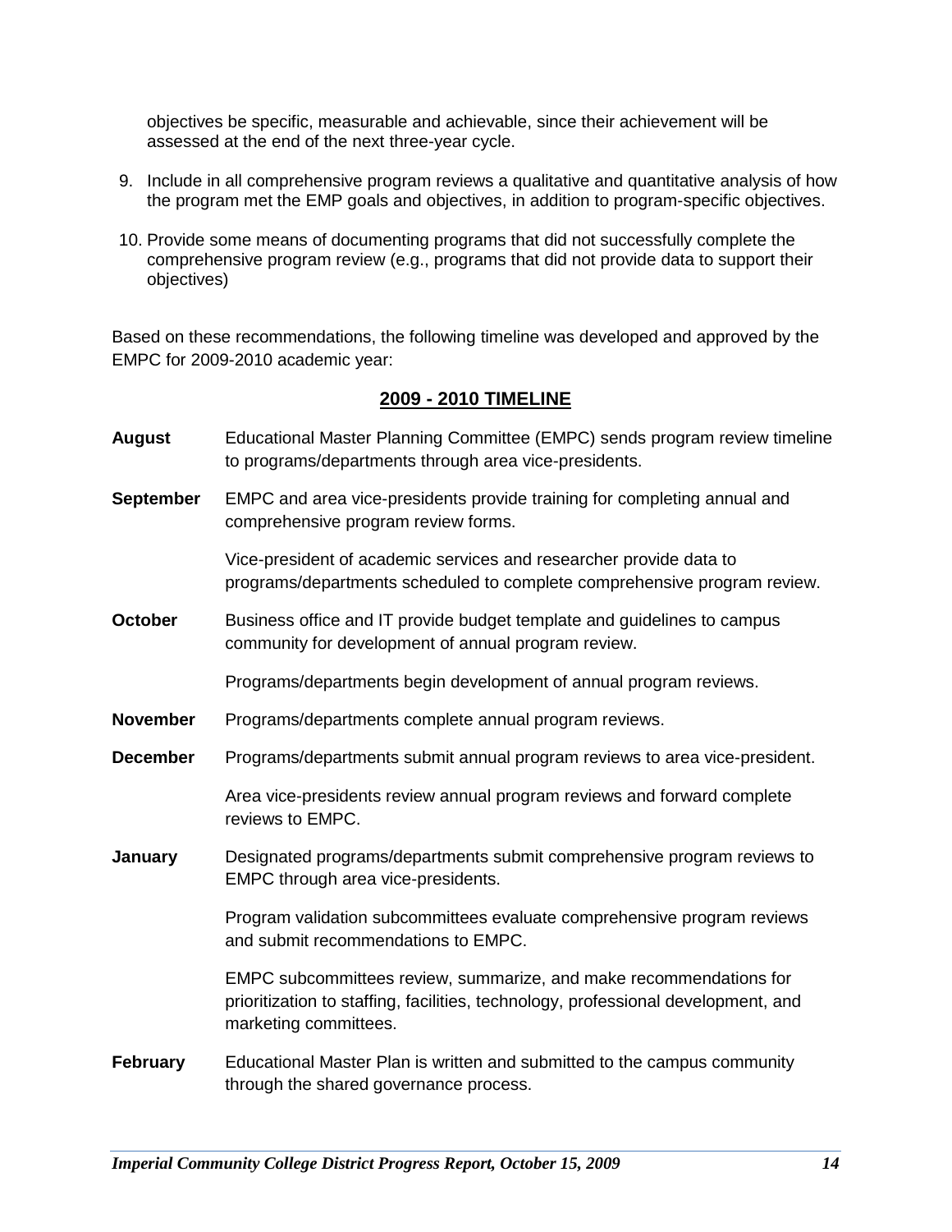objectives be specific, measurable and achievable, since their achievement will be assessed at the end of the next three-year cycle.

9. Include in all comprehensive program reviews a qualitative and quantitative analysis of how the program met the EMP goals and objectives, in addition to program-specific objectives.
10. Provide some means of documenting programs that did not successfully complete the comprehensive program review (e.g., programs that did not provide data to support their objectives)

Based on these recommendations, the following timeline was developed and approved by the EMPC for 2009-2010 academic year:

## 2009 - 2010 TIMELINE

**August** Educational Master Planning Committee (EMPC) sends program review timeline to programs/departments through area vice-presidents.

**September** EMPC and area vice-presidents provide training for completing annual and comprehensive program review forms.

Vice-president of academic services and researcher provide data to programs/departments scheduled to complete comprehensive program review.

**October** Business office and IT provide budget template and guidelines to campus community for development of annual program review.

Programs/departments begin development of annual program reviews.

**November** Programs/departments complete annual program reviews.

**December** Programs/departments submit annual program reviews to area vice-president.

Area vice-presidents review annual program reviews and forward complete reviews to EMPC.

**January** Designated programs/departments submit comprehensive program reviews to EMPC through area vice-presidents.

Program validation subcommittees evaluate comprehensive program reviews and submit recommendations to EMPC.

EMPC subcommittees review, summarize, and make recommendations for prioritization to staffing, facilities, technology, professional development, and marketing committees.

**February** Educational Master Plan is written and submitted to the campus community through the shared governance process.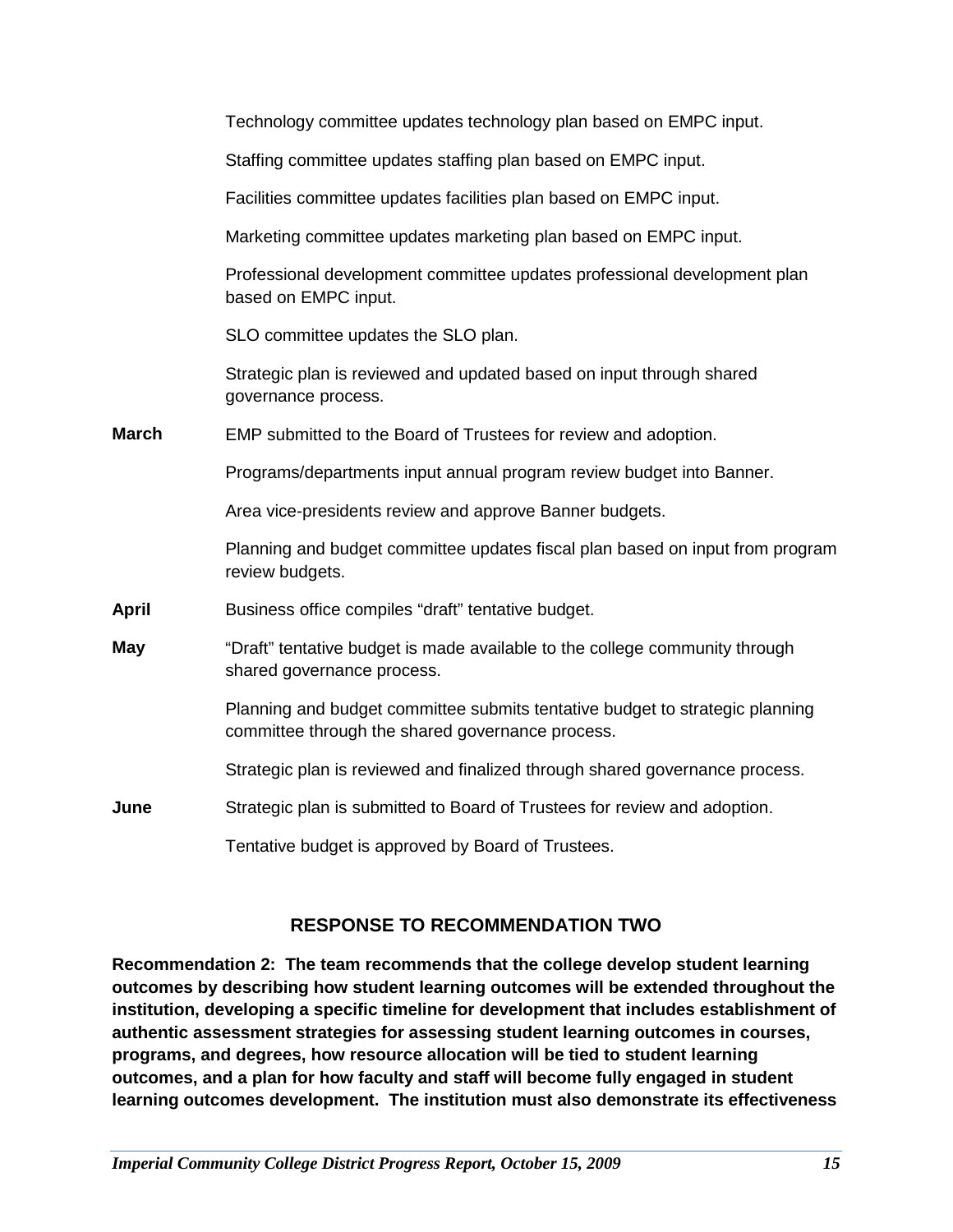Technology committee updates technology plan based on EMPC input.

Staffing committee updates staffing plan based on EMPC input.

Facilities committee updates facilities plan based on EMPC input.

Marketing committee updates marketing plan based on EMPC input.

Professional development committee updates professional development plan based on EMPC input.

SLO committee updates the SLO plan.

Strategic plan is reviewed and updated based on input through shared governance process.

**March** EMP submitted to the Board of Trustees for review and adoption.

Programs/departments input annual program review budget into Banner.

Area vice-presidents review and approve Banner budgets.

Planning and budget committee updates fiscal plan based on input from program review budgets.

**April** Business office compiles "draft" tentative budget.

**May** "Draft" tentative budget is made available to the college community through shared governance process.

Planning and budget committee submits tentative budget to strategic planning committee through the shared governance process.

Strategic plan is reviewed and finalized through shared governance process.

**June** Strategic plan is submitted to Board of Trustees for review and adoption.

Tentative budget is approved by Board of Trustees.

## RESPONSE TO RECOMMENDATION TWO

**Recommendation 2: The team recommends that the college develop student learning outcomes by describing how student learning outcomes will be extended throughout the institution, developing a specific timeline for development that includes establishment of authentic assessment strategies for assessing student learning outcomes in courses, programs, and degrees, how resource allocation will be tied to student learning outcomes, and a plan for how faculty and staff will become fully engaged in student learning outcomes development. The institution must also demonstrate its effectiveness**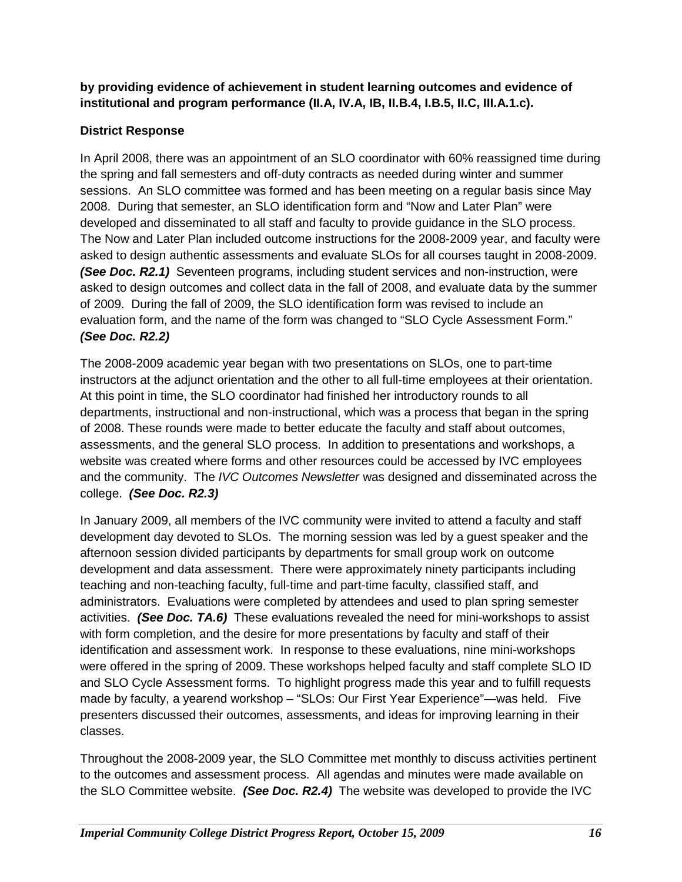**by providing evidence of achievement in student learning outcomes and evidence of institutional and program performance (II.A, IV.A, IB, II.B.4, I.B.5, II.C, III.A.1.c).**

**District Response**

In April 2008, there was an appointment of an SLO coordinator with 60% reassigned time during the spring and fall semesters and off-duty contracts as needed during winter and summer sessions. An SLO committee was formed and has been meeting on a regular basis since May 2008. During that semester, an SLO identification form and "Now and Later Plan" were developed and disseminated to all staff and faculty to provide guidance in the SLO process. The Now and Later Plan included outcome instructions for the 2008-2009 year, and faculty were asked to design authentic assessments and evaluate SLOs for all courses taught in 2008-2009. ***(See Doc. R2.1)*** Seventeen programs, including student services and non-instruction, were asked to design outcomes and collect data in the fall of 2008, and evaluate data by the summer of 2009. During the fall of 2009, the SLO identification form was revised to include an evaluation form, and the name of the form was changed to "SLO Cycle Assessment Form." ***(See Doc. R2.2)***

The 2008-2009 academic year began with two presentations on SLOs, one to part-time instructors at the adjunct orientation and the other to all full-time employees at their orientation. At this point in time, the SLO coordinator had finished her introductory rounds to all departments, instructional and non-instructional, which was a process that began in the spring of 2008. These rounds were made to better educate the faculty and staff about outcomes, assessments, and the general SLO process. In addition to presentations and workshops, a website was created where forms and other resources could be accessed by IVC employees and the community. The *IVC Outcomes Newsletter* was designed and disseminated across the college. ***(See Doc. R2.3)***

In January 2009, all members of the IVC community were invited to attend a faculty and staff development day devoted to SLOs. The morning session was led by a guest speaker and the afternoon session divided participants by departments for small group work on outcome development and data assessment. There were approximately ninety participants including teaching and non-teaching faculty, full-time and part-time faculty, classified staff, and administrators. Evaluations were completed by attendees and used to plan spring semester activities. ***(See Doc. TA.6)*** These evaluations revealed the need for mini-workshops to assist with form completion, and the desire for more presentations by faculty and staff of their identification and assessment work. In response to these evaluations, nine mini-workshops were offered in the spring of 2009. These workshops helped faculty and staff complete SLO ID and SLO Cycle Assessment forms. To highlight progress made this year and to fulfill requests made by faculty, a yearend workshop – "SLOs: Our First Year Experience"—was held. Five presenters discussed their outcomes, assessments, and ideas for improving learning in their classes.

Throughout the 2008-2009 year, the SLO Committee met monthly to discuss activities pertinent to the outcomes and assessment process. All agendas and minutes were made available on the SLO Committee website. ***(See Doc. R2.4)*** The website was developed to provide the IVC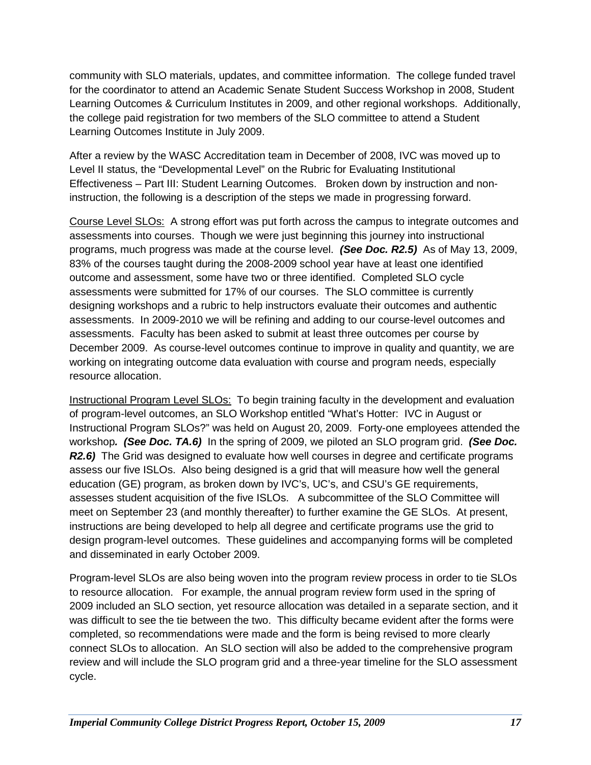community with SLO materials, updates, and committee information. The college funded travel for the coordinator to attend an Academic Senate Student Success Workshop in 2008, Student Learning Outcomes & Curriculum Institutes in 2009, and other regional workshops. Additionally, the college paid registration for two members of the SLO committee to attend a Student Learning Outcomes Institute in July 2009.

After a review by the WASC Accreditation team in December of 2008, IVC was moved up to Level II status, the "Developmental Level" on the Rubric for Evaluating Institutional Effectiveness – Part III: Student Learning Outcomes. Broken down by instruction and non-instruction, the following is a description of the steps we made in progressing forward.

<u>Course Level SLOs:</u> A strong effort was put forth across the campus to integrate outcomes and assessments into courses. Though we were just beginning this journey into instructional programs, much progress was made at the course level. ***(See Doc. R2.5)*** As of May 13, 2009, 83% of the courses taught during the 2008-2009 school year have at least one identified outcome and assessment, some have two or three identified. Completed SLO cycle assessments were submitted for 17% of our courses. The SLO committee is currently designing workshops and a rubric to help instructors evaluate their outcomes and authentic assessments. In 2009-2010 we will be refining and adding to our course-level outcomes and assessments. Faculty has been asked to submit at least three outcomes per course by December 2009. As course-level outcomes continue to improve in quality and quantity, we are working on integrating outcome data evaluation with course and program needs, especially resource allocation.

<u>Instructional Program Level SLOs:</u> To begin training faculty in the development and evaluation of program-level outcomes, an SLO Workshop entitled "What's Hotter: IVC in August or Instructional Program SLOs?" was held on August 20, 2009. Forty-one employees attended the workshop***. (See Doc. TA.6)*** In the spring of 2009, we piloted an SLO program grid. ***(See Doc. R2.6)*** The Grid was designed to evaluate how well courses in degree and certificate programs assess our five ISLOs. Also being designed is a grid that will measure how well the general education (GE) program, as broken down by IVC's, UC's, and CSU's GE requirements, assesses student acquisition of the five ISLOs. A subcommittee of the SLO Committee will meet on September 23 (and monthly thereafter) to further examine the GE SLOs. At present, instructions are being developed to help all degree and certificate programs use the grid to design program-level outcomes. These guidelines and accompanying forms will be completed and disseminated in early October 2009.

Program-level SLOs are also being woven into the program review process in order to tie SLOs to resource allocation. For example, the annual program review form used in the spring of 2009 included an SLO section, yet resource allocation was detailed in a separate section, and it was difficult to see the tie between the two. This difficulty became evident after the forms were completed, so recommendations were made and the form is being revised to more clearly connect SLOs to allocation. An SLO section will also be added to the comprehensive program review and will include the SLO program grid and a three-year timeline for the SLO assessment cycle.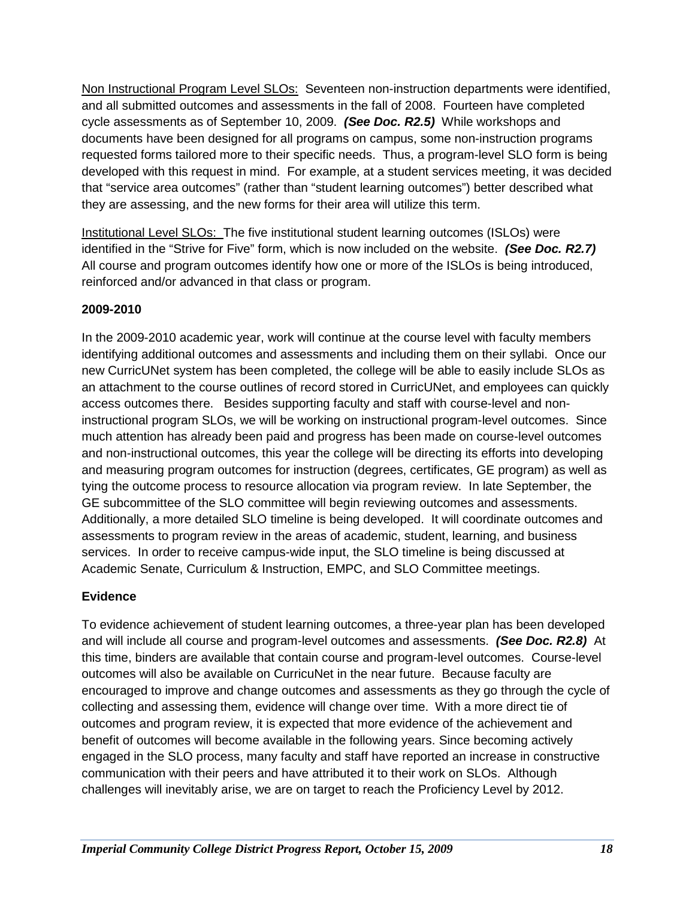<u>Non Instructional Program Level SLOs:</u> Seventeen non-instruction departments were identified, and all submitted outcomes and assessments in the fall of 2008. Fourteen have completed cycle assessments as of September 10, 2009. ***(See Doc. R2.5)*** While workshops and documents have been designed for all programs on campus, some non-instruction programs requested forms tailored more to their specific needs. Thus, a program-level SLO form is being developed with this request in mind. For example, at a student services meeting, it was decided that "service area outcomes" (rather than "student learning outcomes") better described what they are assessing, and the new forms for their area will utilize this term.

<u>Institutional Level SLOs:</u> The five institutional student learning outcomes (ISLOs) were identified in the "Strive for Five" form, which is now included on the website. ***(See Doc. R2.7)*** All course and program outcomes identify how one or more of the ISLOs is being introduced, reinforced and/or advanced in that class or program.

**2009-2010**

In the 2009-2010 academic year, work will continue at the course level with faculty members identifying additional outcomes and assessments and including them on their syllabi. Once our new CurricUNet system has been completed, the college will be able to easily include SLOs as an attachment to the course outlines of record stored in CurricUNet, and employees can quickly access outcomes there. Besides supporting faculty and staff with course-level and non-instructional program SLOs, we will be working on instructional program-level outcomes. Since much attention has already been paid and progress has been made on course-level outcomes and non-instructional outcomes, this year the college will be directing its efforts into developing and measuring program outcomes for instruction (degrees, certificates, GE program) as well as tying the outcome process to resource allocation via program review. In late September, the GE subcommittee of the SLO committee will begin reviewing outcomes and assessments. Additionally, a more detailed SLO timeline is being developed. It will coordinate outcomes and assessments to program review in the areas of academic, student, learning, and business services. In order to receive campus-wide input, the SLO timeline is being discussed at Academic Senate, Curriculum & Instruction, EMPC, and SLO Committee meetings.

**Evidence**

To evidence achievement of student learning outcomes, a three-year plan has been developed and will include all course and program-level outcomes and assessments. ***(See Doc. R2.8)*** At this time, binders are available that contain course and program-level outcomes. Course-level outcomes will also be available on CurricuNet in the near future. Because faculty are encouraged to improve and change outcomes and assessments as they go through the cycle of collecting and assessing them, evidence will change over time. With a more direct tie of outcomes and program review, it is expected that more evidence of the achievement and benefit of outcomes will become available in the following years. Since becoming actively engaged in the SLO process, many faculty and staff have reported an increase in constructive communication with their peers and have attributed it to their work on SLOs. Although challenges will inevitably arise, we are on target to reach the Proficiency Level by 2012.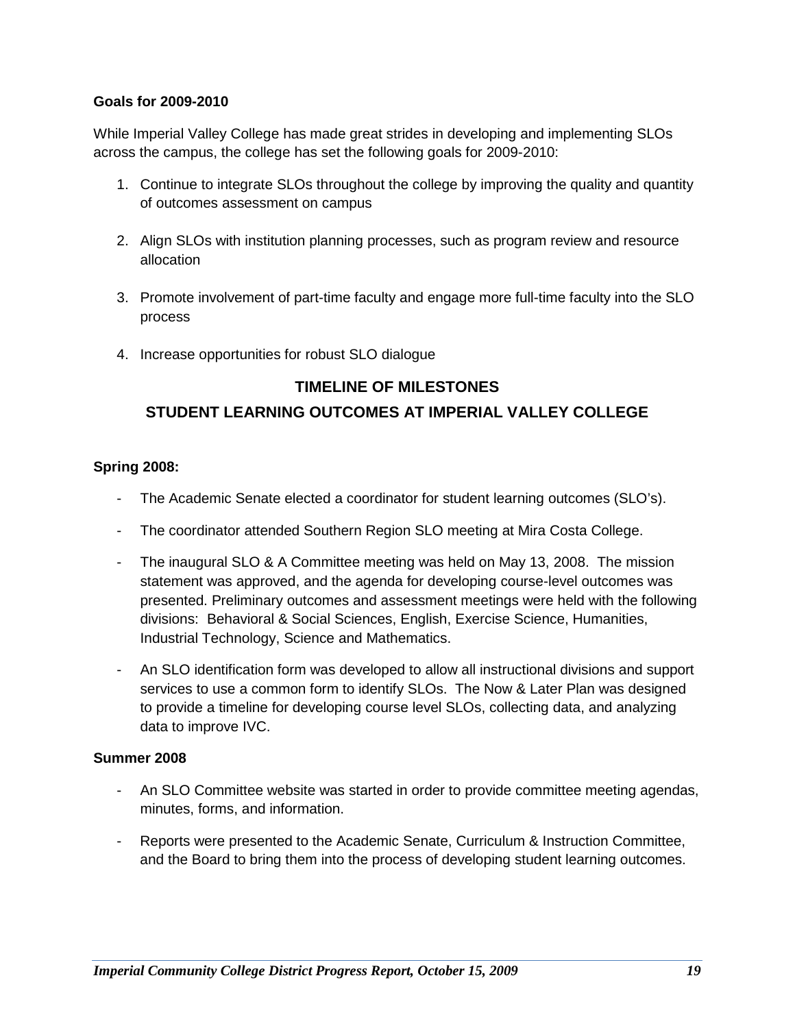**Goals for 2009-2010**

While Imperial Valley College has made great strides in developing and implementing SLOs across the campus, the college has set the following goals for 2009-2010:

1. Continue to integrate SLOs throughout the college by improving the quality and quantity of outcomes assessment on campus

2. Align SLOs with institution planning processes, such as program review and resource allocation

3. Promote involvement of part-time faculty and engage more full-time faculty into the SLO process

4. Increase opportunities for robust SLO dialogue

## TIMELINE OF MILESTONES

## STUDENT LEARNING OUTCOMES AT IMPERIAL VALLEY COLLEGE

**Spring 2008:**

- The Academic Senate elected a coordinator for student learning outcomes (SLO's).
- The coordinator attended Southern Region SLO meeting at Mira Costa College.
- The inaugural SLO & A Committee meeting was held on May 13, 2008. The mission statement was approved, and the agenda for developing course-level outcomes was presented. Preliminary outcomes and assessment meetings were held with the following divisions: Behavioral & Social Sciences, English, Exercise Science, Humanities, Industrial Technology, Science and Mathematics.
- An SLO identification form was developed to allow all instructional divisions and support services to use a common form to identify SLOs. The Now & Later Plan was designed to provide a timeline for developing course level SLOs, collecting data, and analyzing data to improve IVC.

**Summer 2008**

- An SLO Committee website was started in order to provide committee meeting agendas, minutes, forms, and information.
- Reports were presented to the Academic Senate, Curriculum & Instruction Committee, and the Board to bring them into the process of developing student learning outcomes.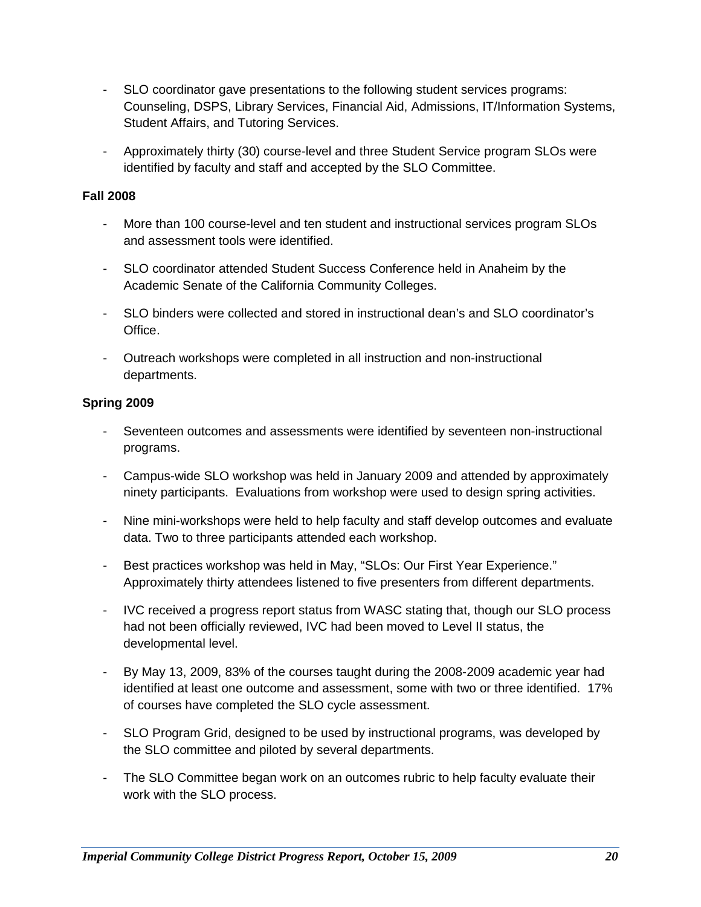- SLO coordinator gave presentations to the following student services programs: Counseling, DSPS, Library Services, Financial Aid, Admissions, IT/Information Systems, Student Affairs, and Tutoring Services.
- Approximately thirty (30) course-level and three Student Service program SLOs were identified by faculty and staff and accepted by the SLO Committee.

**Fall 2008**

- More than 100 course-level and ten student and instructional services program SLOs and assessment tools were identified.
- SLO coordinator attended Student Success Conference held in Anaheim by the Academic Senate of the California Community Colleges.
- SLO binders were collected and stored in instructional dean's and SLO coordinator's Office.
- Outreach workshops were completed in all instruction and non-instructional departments.

**Spring 2009**

- Seventeen outcomes and assessments were identified by seventeen non-instructional programs.
- Campus-wide SLO workshop was held in January 2009 and attended by approximately ninety participants. Evaluations from workshop were used to design spring activities.
- Nine mini-workshops were held to help faculty and staff develop outcomes and evaluate data. Two to three participants attended each workshop.
- Best practices workshop was held in May, "SLOs: Our First Year Experience." Approximately thirty attendees listened to five presenters from different departments.
- IVC received a progress report status from WASC stating that, though our SLO process had not been officially reviewed, IVC had been moved to Level II status, the developmental level.
- By May 13, 2009, 83% of the courses taught during the 2008-2009 academic year had identified at least one outcome and assessment, some with two or three identified. 17% of courses have completed the SLO cycle assessment.
- SLO Program Grid, designed to be used by instructional programs, was developed by the SLO committee and piloted by several departments.
- The SLO Committee began work on an outcomes rubric to help faculty evaluate their work with the SLO process.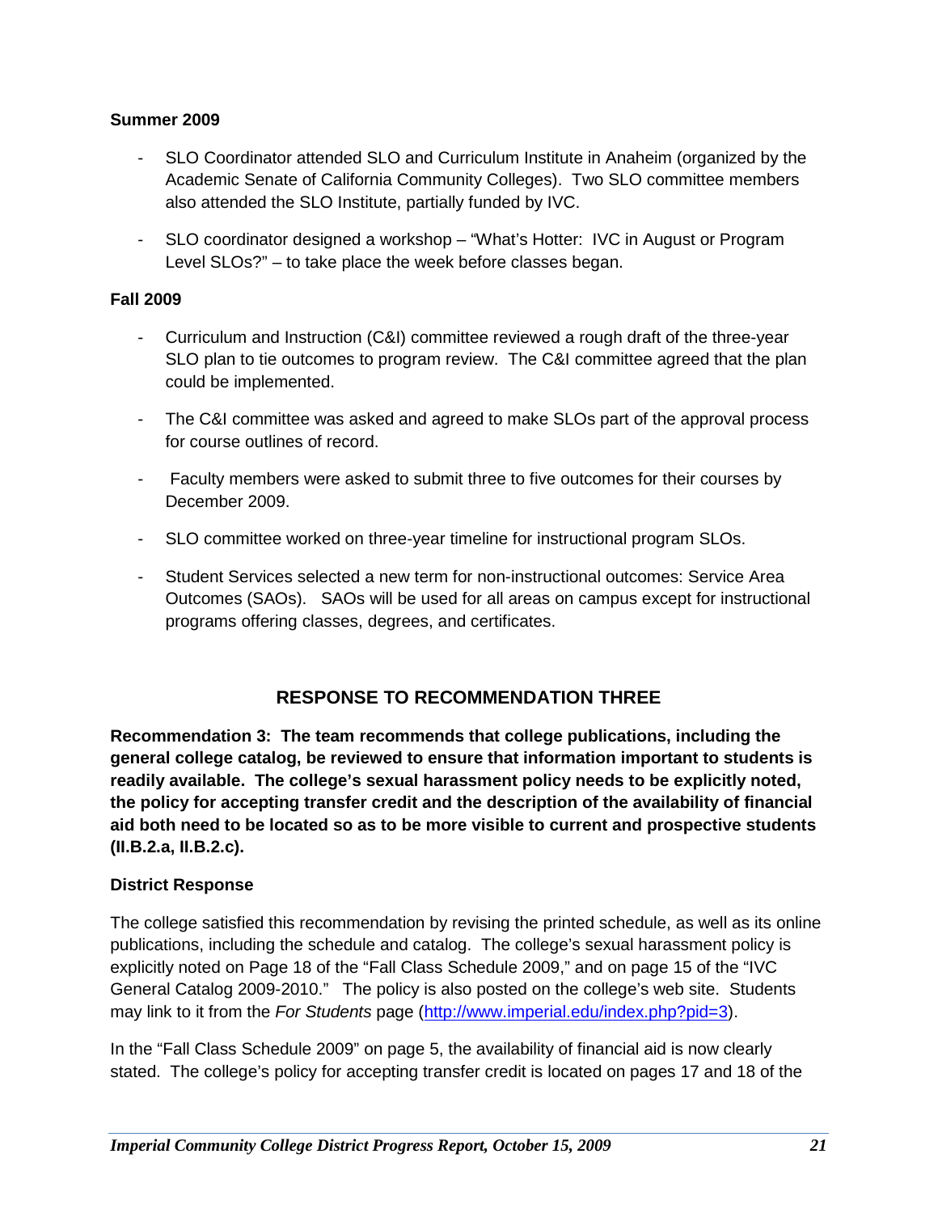**Summer 2009**

- SLO Coordinator attended SLO and Curriculum Institute in Anaheim (organized by the Academic Senate of California Community Colleges). Two SLO committee members also attended the SLO Institute, partially funded by IVC.
- SLO coordinator designed a workshop – "What's Hotter: IVC in August or Program Level SLOs?" – to take place the week before classes began.

**Fall 2009**

- Curriculum and Instruction (C&I) committee reviewed a rough draft of the three-year SLO plan to tie outcomes to program review. The C&I committee agreed that the plan could be implemented.
- The C&I committee was asked and agreed to make SLOs part of the approval process for course outlines of record.
- Faculty members were asked to submit three to five outcomes for their courses by December 2009.
- SLO committee worked on three-year timeline for instructional program SLOs.
- Student Services selected a new term for non-instructional outcomes: Service Area Outcomes (SAOs). SAOs will be used for all areas on campus except for instructional programs offering classes, degrees, and certificates.

## RESPONSE TO RECOMMENDATION THREE

**Recommendation 3: The team recommends that college publications, including the general college catalog, be reviewed to ensure that information important to students is readily available. The college's sexual harassment policy needs to be explicitly noted, the policy for accepting transfer credit and the description of the availability of financial aid both need to be located so as to be more visible to current and prospective students (II.B.2.a, II.B.2.c).**

**District Response**

The college satisfied this recommendation by revising the printed schedule, as well as its online publications, including the schedule and catalog. The college's sexual harassment policy is explicitly noted on Page 18 of the "Fall Class Schedule 2009," and on page 15 of the "IVC General Catalog 2009-2010." The policy is also posted on the college's web site. Students may link to it from the *For Students* page (http://www.imperial.edu/index.php?pid=3).

In the "Fall Class Schedule 2009" on page 5, the availability of financial aid is now clearly stated. The college's policy for accepting transfer credit is located on pages 17 and 18 of the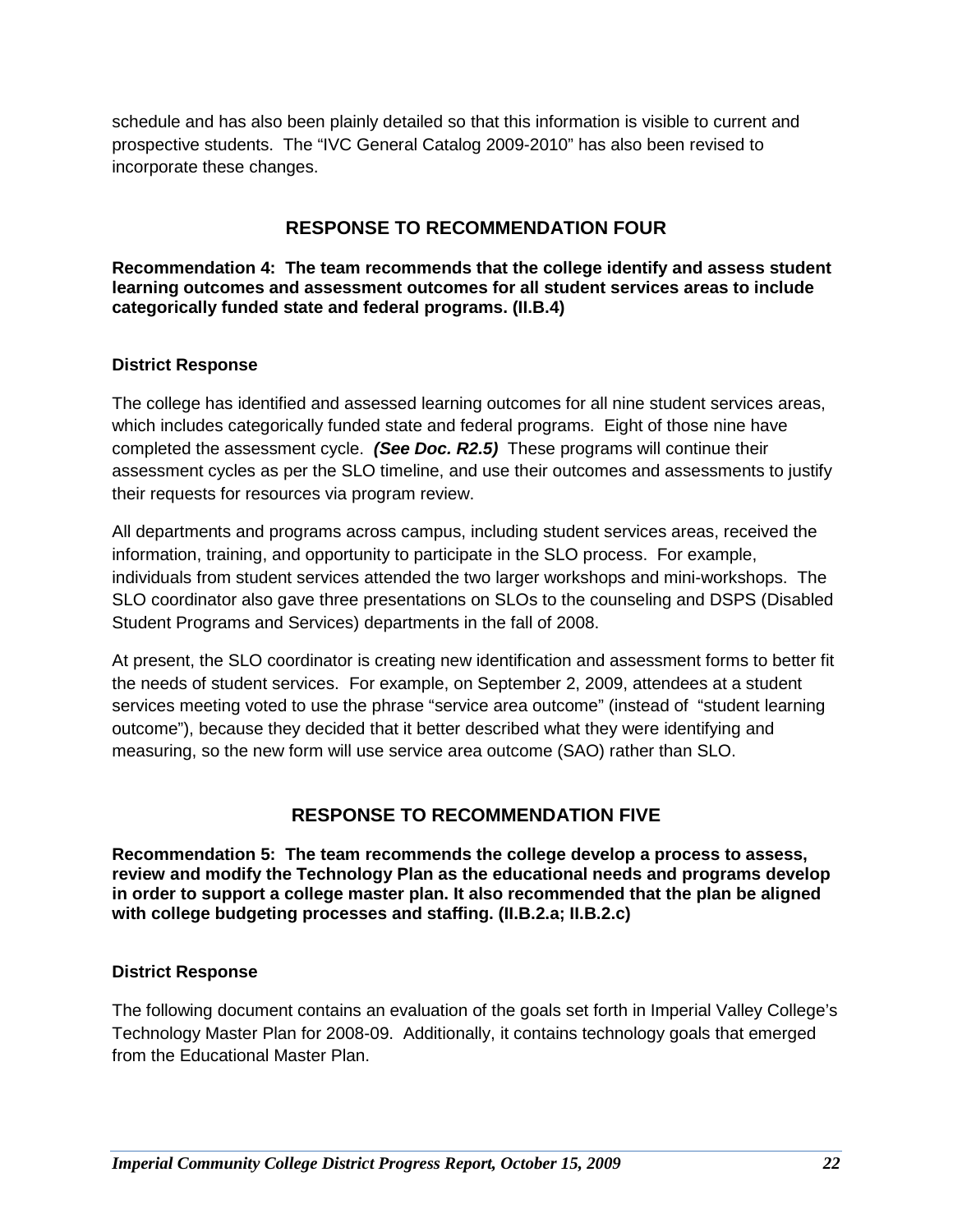schedule and has also been plainly detailed so that this information is visible to current and prospective students. The "IVC General Catalog 2009-2010" has also been revised to incorporate these changes.

## RESPONSE TO RECOMMENDATION FOUR

**Recommendation 4: The team recommends that the college identify and assess student learning outcomes and assessment outcomes for all student services areas to include categorically funded state and federal programs. (II.B.4)**

### District Response

The college has identified and assessed learning outcomes for all nine student services areas, which includes categorically funded state and federal programs. Eight of those nine have completed the assessment cycle. ***(See Doc. R2.5)*** These programs will continue their assessment cycles as per the SLO timeline, and use their outcomes and assessments to justify their requests for resources via program review.

All departments and programs across campus, including student services areas, received the information, training, and opportunity to participate in the SLO process. For example, individuals from student services attended the two larger workshops and mini-workshops. The SLO coordinator also gave three presentations on SLOs to the counseling and DSPS (Disabled Student Programs and Services) departments in the fall of 2008.

At present, the SLO coordinator is creating new identification and assessment forms to better fit the needs of student services. For example, on September 2, 2009, attendees at a student services meeting voted to use the phrase "service area outcome" (instead of "student learning outcome"), because they decided that it better described what they were identifying and measuring, so the new form will use service area outcome (SAO) rather than SLO.

## RESPONSE TO RECOMMENDATION FIVE

**Recommendation 5: The team recommends the college develop a process to assess, review and modify the Technology Plan as the educational needs and programs develop in order to support a college master plan. It also recommended that the plan be aligned with college budgeting processes and staffing. (II.B.2.a; II.B.2.c)**

### District Response

The following document contains an evaluation of the goals set forth in Imperial Valley College's Technology Master Plan for 2008-09. Additionally, it contains technology goals that emerged from the Educational Master Plan.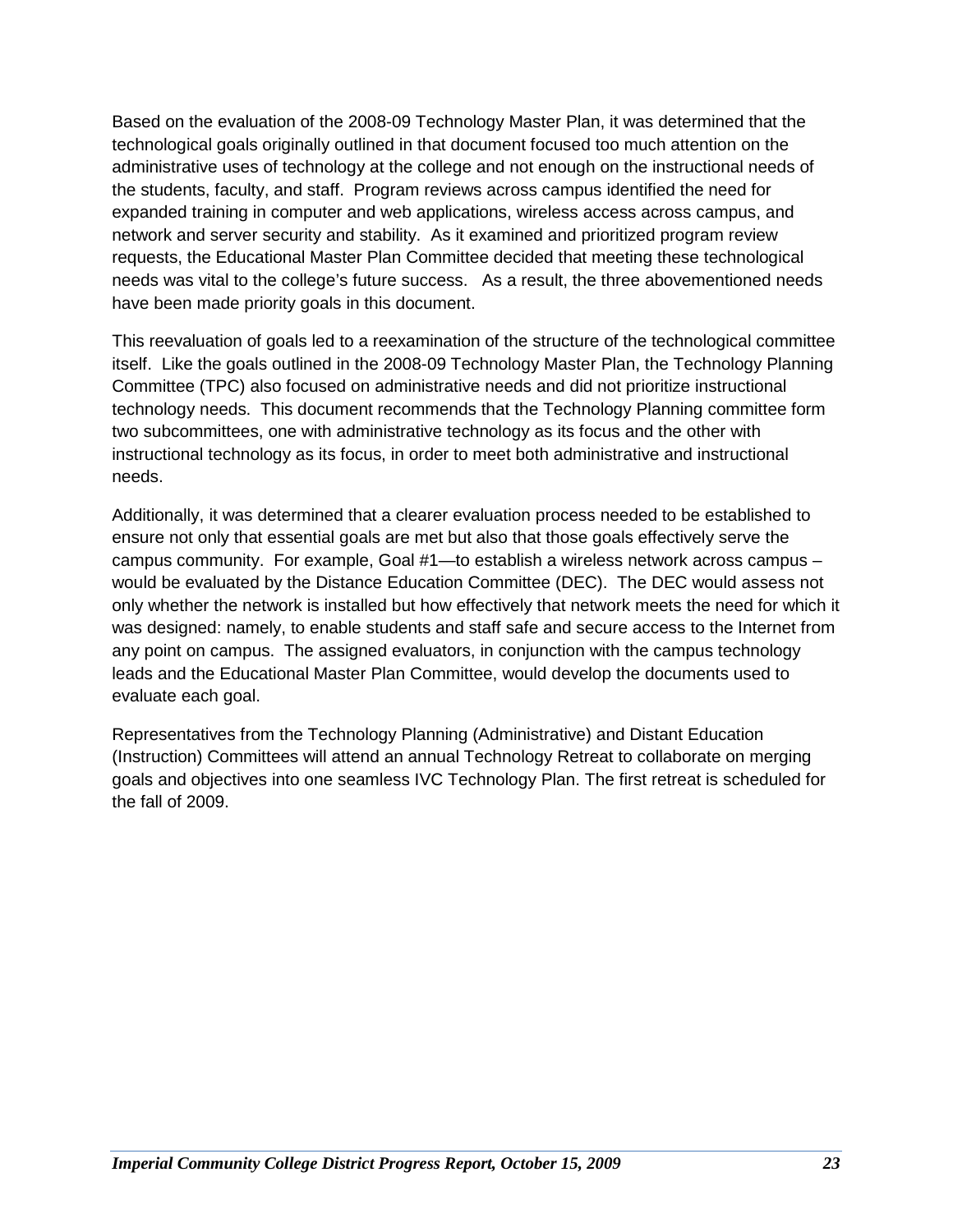Based on the evaluation of the 2008-09 Technology Master Plan, it was determined that the technological goals originally outlined in that document focused too much attention on the administrative uses of technology at the college and not enough on the instructional needs of the students, faculty, and staff. Program reviews across campus identified the need for expanded training in computer and web applications, wireless access across campus, and network and server security and stability. As it examined and prioritized program review requests, the Educational Master Plan Committee decided that meeting these technological needs was vital to the college's future success. As a result, the three abovementioned needs have been made priority goals in this document.

This reevaluation of goals led to a reexamination of the structure of the technological committee itself. Like the goals outlined in the 2008-09 Technology Master Plan, the Technology Planning Committee (TPC) also focused on administrative needs and did not prioritize instructional technology needs. This document recommends that the Technology Planning committee form two subcommittees, one with administrative technology as its focus and the other with instructional technology as its focus, in order to meet both administrative and instructional needs.

Additionally, it was determined that a clearer evaluation process needed to be established to ensure not only that essential goals are met but also that those goals effectively serve the campus community. For example, Goal #1—to establish a wireless network across campus – would be evaluated by the Distance Education Committee (DEC). The DEC would assess not only whether the network is installed but how effectively that network meets the need for which it was designed: namely, to enable students and staff safe and secure access to the Internet from any point on campus. The assigned evaluators, in conjunction with the campus technology leads and the Educational Master Plan Committee, would develop the documents used to evaluate each goal.

Representatives from the Technology Planning (Administrative) and Distant Education (Instruction) Committees will attend an annual Technology Retreat to collaborate on merging goals and objectives into one seamless IVC Technology Plan. The first retreat is scheduled for the fall of 2009.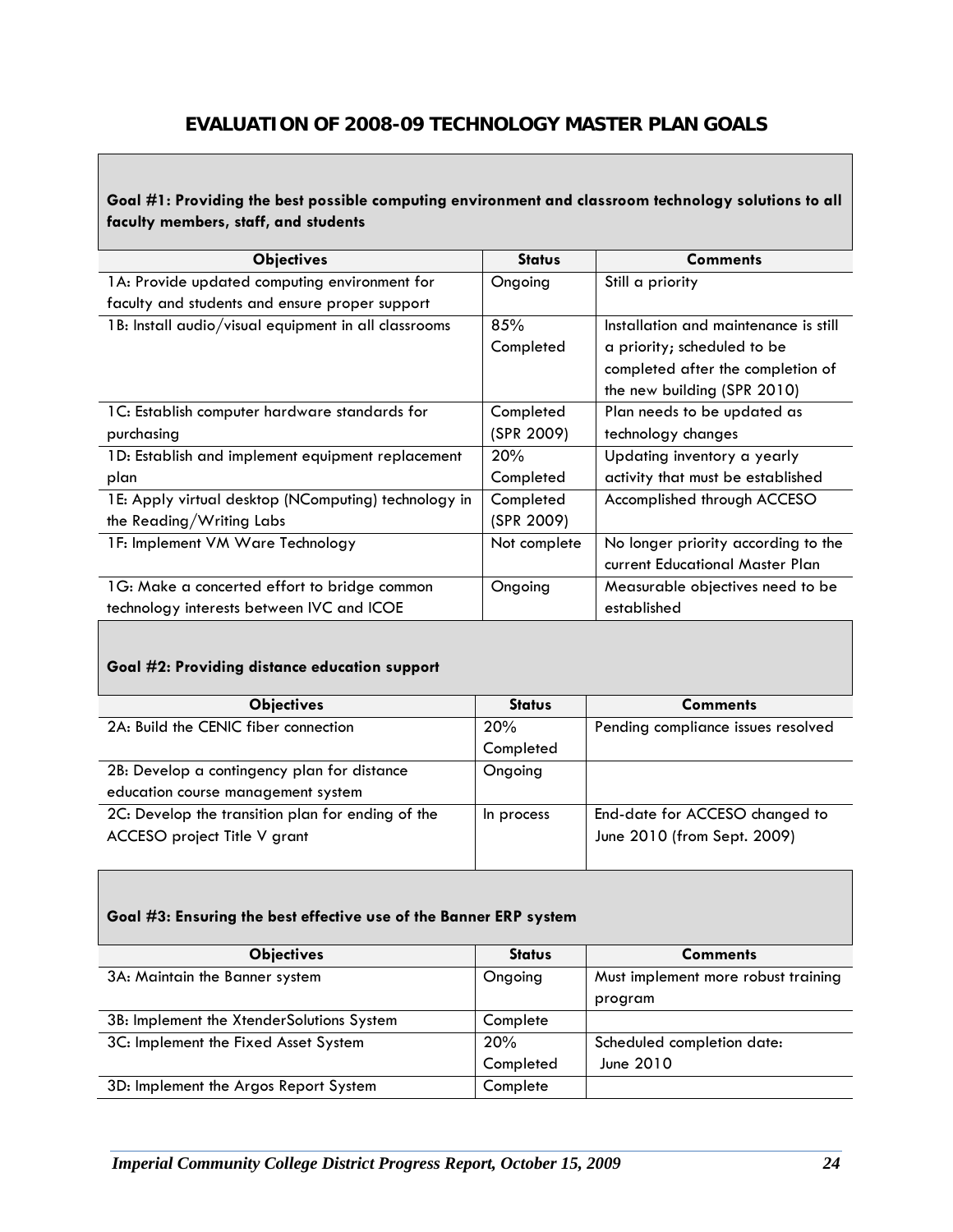# EVALUATION OF 2008-09 TECHNOLOGY MASTER PLAN GOALS

**Goal #1: Providing the best possible computing environment and classroom technology solutions to all faculty members, staff, and students**

| Objectives | Status | Comments |
|---|---|---|
| 1A: Provide updated computing environment for faculty and students and ensure proper support | Ongoing | Still a priority |
| 1B: Install audio/visual equipment in all classrooms | 85% Completed | Installation and maintenance is still a priority; scheduled to be completed after the completion of the new building (SPR 2010) |
| 1C: Establish computer hardware standards for purchasing | Completed (SPR 2009) | Plan needs to be updated as technology changes |
| 1D: Establish and implement equipment replacement plan | 20% Completed | Updating inventory a yearly activity that must be established |
| 1E: Apply virtual desktop (NComputing) technology in the Reading/Writing Labs | Completed (SPR 2009) | Accomplished through ACCESO |
| 1F: Implement VM Ware Technology | Not complete | No longer priority according to the current Educational Master Plan |
| 1G: Make a concerted effort to bridge common technology interests between IVC and ICOE | Ongoing | Measurable objectives need to be established |

**Goal #2: Providing distance education support**

| Objectives | Status | Comments |
|---|---|---|
| 2A: Build the CENIC fiber connection | 20% Completed | Pending compliance issues resolved |
| 2B: Develop a contingency plan for distance education course management system | Ongoing | |
| 2C: Develop the transition plan for ending of the ACCESO project Title V grant | In process | End-date for ACCESO changed to June 2010 (from Sept. 2009) |

**Goal #3: Ensuring the best effective use of the Banner ERP system**

| Objectives | Status | Comments |
|---|---|---|
| 3A: Maintain the Banner system | Ongoing | Must implement more robust training program |
| 3B: Implement the XtenderSolutions System | Complete | |
| 3C: Implement the Fixed Asset System | 20% Completed | Scheduled completion date: June 2010 |
| 3D: Implement the Argos Report System | Complete | |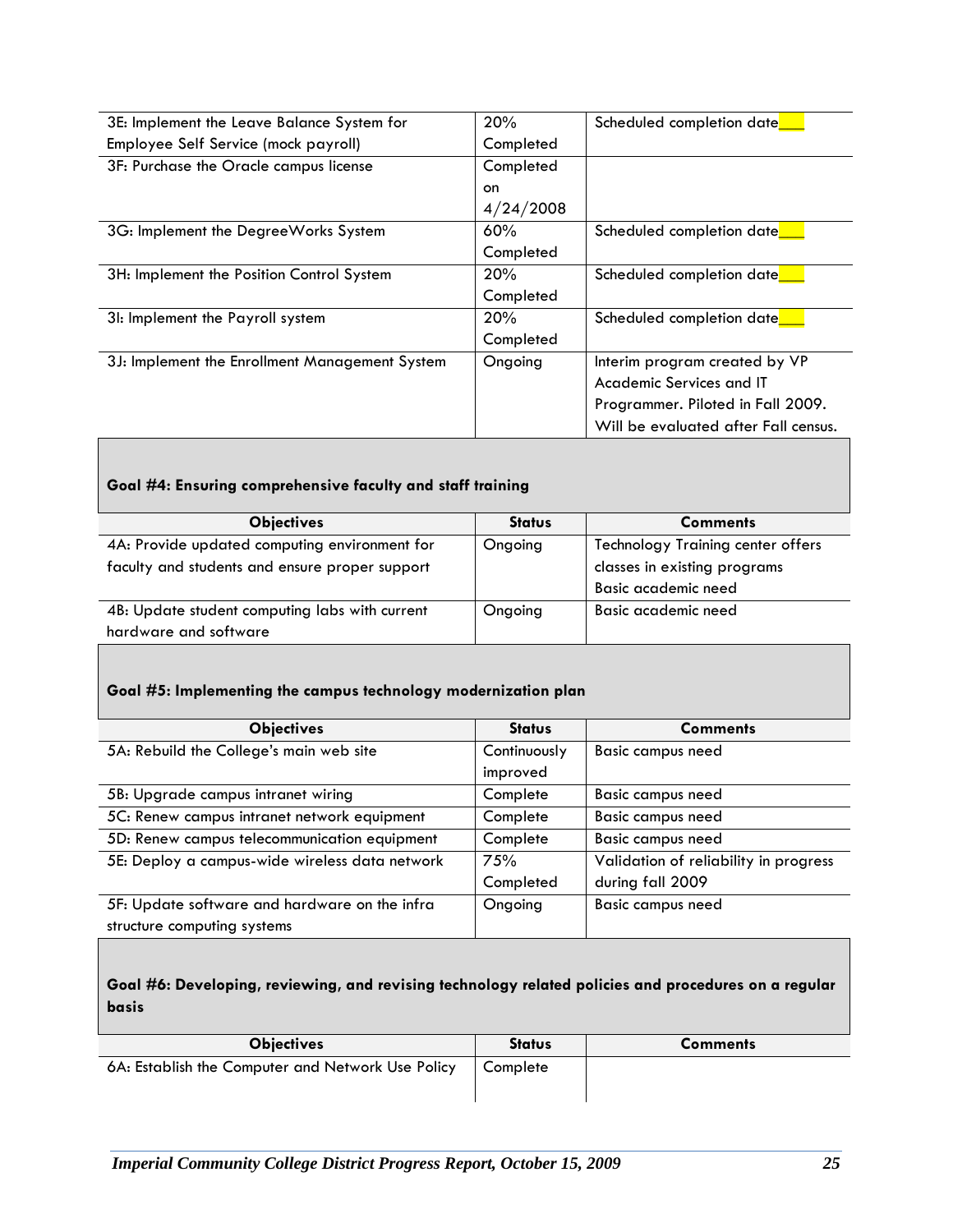| | | |
|---|---|---|
| 3E: Implement the Leave Balance System for Employee Self Service (mock payroll) | 20% Completed | Scheduled completion date___ |
| 3F: Purchase the Oracle campus license | Completed on 4/24/2008 | |
| 3G: Implement the DegreeWorks System | 60% Completed | Scheduled completion date___ |
| 3H: Implement the Position Control System | 20% Completed | Scheduled completion date___ |
| 3I: Implement the Payroll system | 20% Completed | Scheduled completion date___ |
| 3J: Implement the Enrollment Management System | Ongoing | Interim program created by VP Academic Services and IT Programmer. Piloted in Fall 2009. Will be evaluated after Fall census. |

**Goal #4: Ensuring comprehensive faculty and staff training**

| Objectives | Status | Comments |
|---|---|---|
| 4A: Provide updated computing environment for faculty and students and ensure proper support | Ongoing | Technology Training center offers classes in existing programs Basic academic need |
| 4B: Update student computing labs with current hardware and software | Ongoing | Basic academic need |

**Goal #5: Implementing the campus technology modernization plan**

| Objectives | Status | Comments |
|---|---|---|
| 5A: Rebuild the College's main web site | Continuously improved | Basic campus need |
| 5B: Upgrade campus intranet wiring | Complete | Basic campus need |
| 5C: Renew campus intranet network equipment | Complete | Basic campus need |
| 5D: Renew campus telecommunication equipment | Complete | Basic campus need |
| 5E: Deploy a campus-wide wireless data network | 75% Completed | Validation of reliability in progress during fall 2009 |
| 5F: Update software and hardware on the infra structure computing systems | Ongoing | Basic campus need |

**Goal #6: Developing, reviewing, and revising technology related policies and procedures on a regular basis**

| Objectives | Status | Comments |
|---|---|---|
| 6A: Establish the Computer and Network Use Policy | Complete | |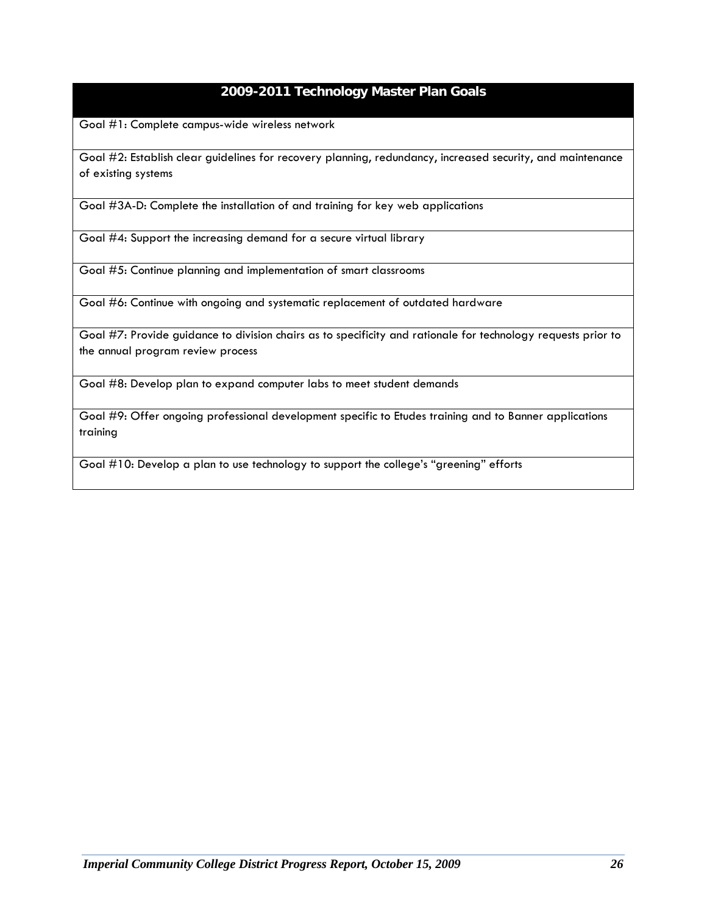| 2009-2011 Technology Master Plan Goals |
|---|
| Goal #1: Complete campus-wide wireless network |
| Goal #2: Establish clear guidelines for recovery planning, redundancy, increased security, and maintenance of existing systems |
| Goal #3A-D: Complete the installation of and training for key web applications |
| Goal #4: Support the increasing demand for a secure virtual library |
| Goal #5: Continue planning and implementation of smart classrooms |
| Goal #6: Continue with ongoing and systematic replacement of outdated hardware |
| Goal #7: Provide guidance to division chairs as to specificity and rationale for technology requests prior to the annual program review process |
| Goal #8: Develop plan to expand computer labs to meet student demands |
| Goal #9: Offer ongoing professional development specific to Etudes training and to Banner applications training |
| Goal #10: Develop a plan to use technology to support the college's "greening" efforts |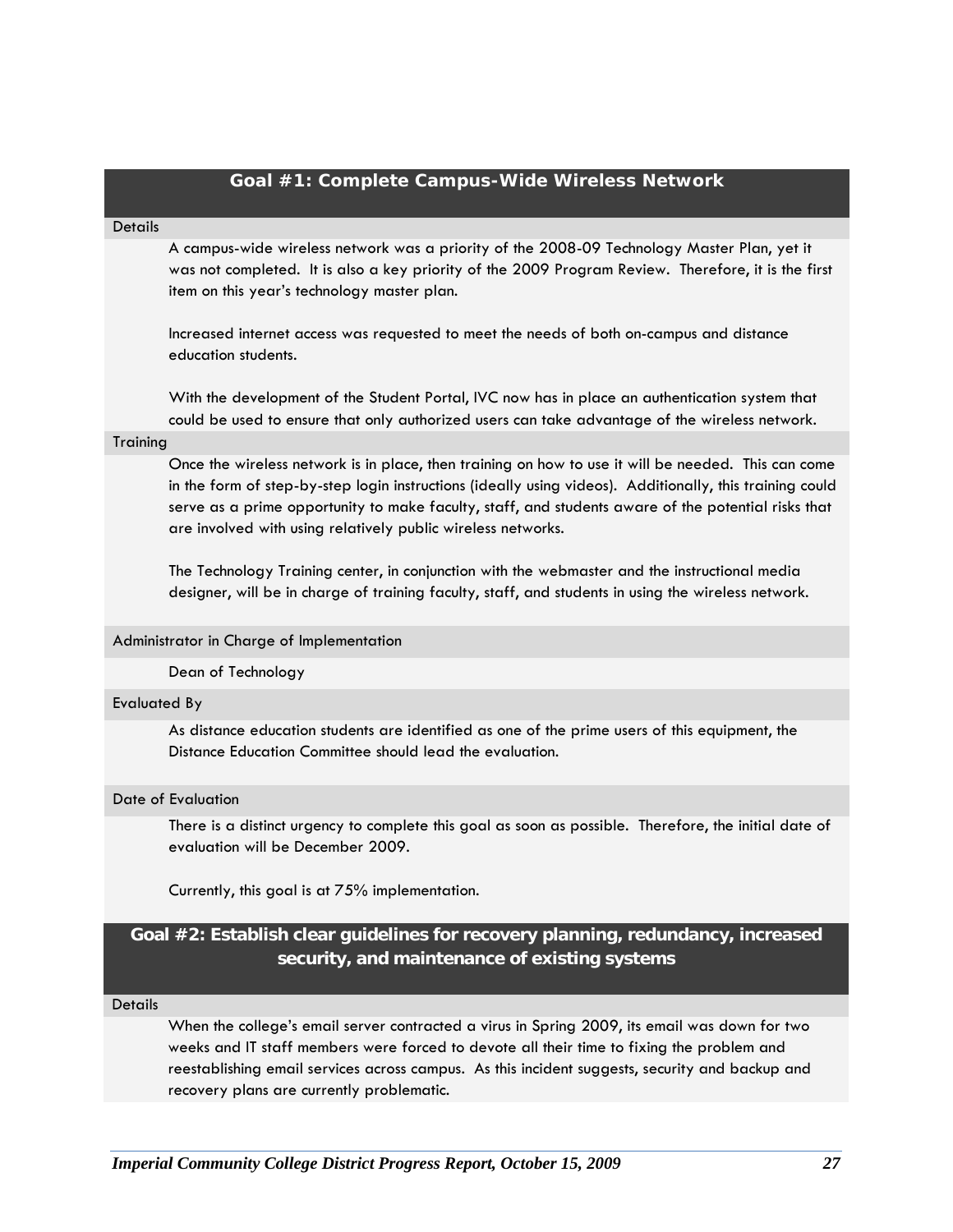## Goal #1: Complete Campus-Wide Wireless Network

**Details**

A campus-wide wireless network was a priority of the 2008-09 Technology Master Plan, yet it was not completed. It is also a key priority of the 2009 Program Review. Therefore, it is the first item on this year's technology master plan.

Increased internet access was requested to meet the needs of both on-campus and distance education students.

With the development of the Student Portal, IVC now has in place an authentication system that could be used to ensure that only authorized users can take advantage of the wireless network.

**Training**

Once the wireless network is in place, then training on how to use it will be needed. This can come in the form of step-by-step login instructions (ideally using videos). Additionally, this training could serve as a prime opportunity to make faculty, staff, and students aware of the potential risks that are involved with using relatively public wireless networks.

The Technology Training center, in conjunction with the webmaster and the instructional media designer, will be in charge of training faculty, staff, and students in using the wireless network.

**Administrator in Charge of Implementation**

Dean of Technology

**Evaluated By**

As distance education students are identified as one of the prime users of this equipment, the Distance Education Committee should lead the evaluation.

**Date of Evaluation**

There is a distinct urgency to complete this goal as soon as possible. Therefore, the initial date of evaluation will be December 2009.

Currently, this goal is at 75% implementation.

## Goal #2: Establish clear guidelines for recovery planning, redundancy, increased security, and maintenance of existing systems

**Details**

When the college's email server contracted a virus in Spring 2009, its email was down for two weeks and IT staff members were forced to devote all their time to fixing the problem and reestablishing email services across campus. As this incident suggests, security and backup and recovery plans are currently problematic.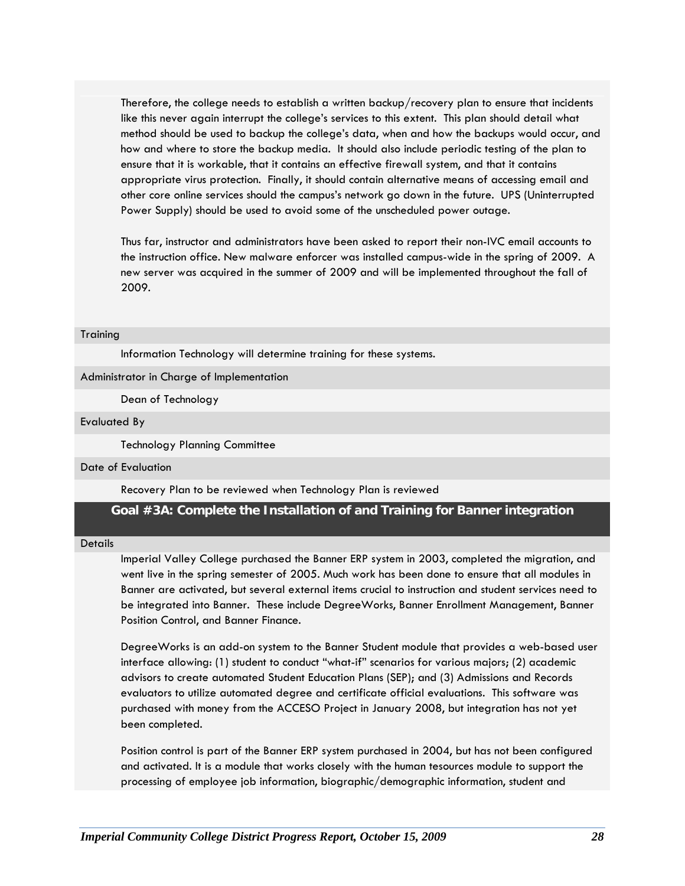Therefore, the college needs to establish a written backup/recovery plan to ensure that incidents like this never again interrupt the college's services to this extent. This plan should detail what method should be used to backup the college's data, when and how the backups would occur, and how and where to store the backup media. It should also include periodic testing of the plan to ensure that it is workable, that it contains an effective firewall system, and that it contains appropriate virus protection. Finally, it should contain alternative means of accessing email and other core online services should the campus's network go down in the future. UPS (Uninterrupted Power Supply) should be used to avoid some of the unscheduled power outage.

Thus far, instructor and administrators have been asked to report their non-IVC email accounts to the instruction office. New malware enforcer was installed campus-wide in the spring of 2009. A new server was acquired in the summer of 2009 and will be implemented throughout the fall of 2009.

Training

Information Technology will determine training for these systems.

Administrator in Charge of Implementation

Dean of Technology

Evaluated By

Technology Planning Committee

Date of Evaluation

Recovery Plan to be reviewed when Technology Plan is reviewed

## Goal #3A: Complete the Installation of and Training for Banner integration

Details

Imperial Valley College purchased the Banner ERP system in 2003, completed the migration, and went live in the spring semester of 2005. Much work has been done to ensure that all modules in Banner are activated, but several external items crucial to instruction and student services need to be integrated into Banner. These include DegreeWorks, Banner Enrollment Management, Banner Position Control, and Banner Finance.

DegreeWorks is an add-on system to the Banner Student module that provides a web-based user interface allowing: (1) student to conduct "what-if" scenarios for various majors; (2) academic advisors to create automated Student Education Plans (SEP); and (3) Admissions and Records evaluators to utilize automated degree and certificate official evaluations. This software was purchased with money from the ACCESO Project in January 2008, but integration has not yet been completed.

Position control is part of the Banner ERP system purchased in 2004, but has not been configured and activated. It is a module that works closely with the human tesources module to support the processing of employee job information, biographic/demographic information, student and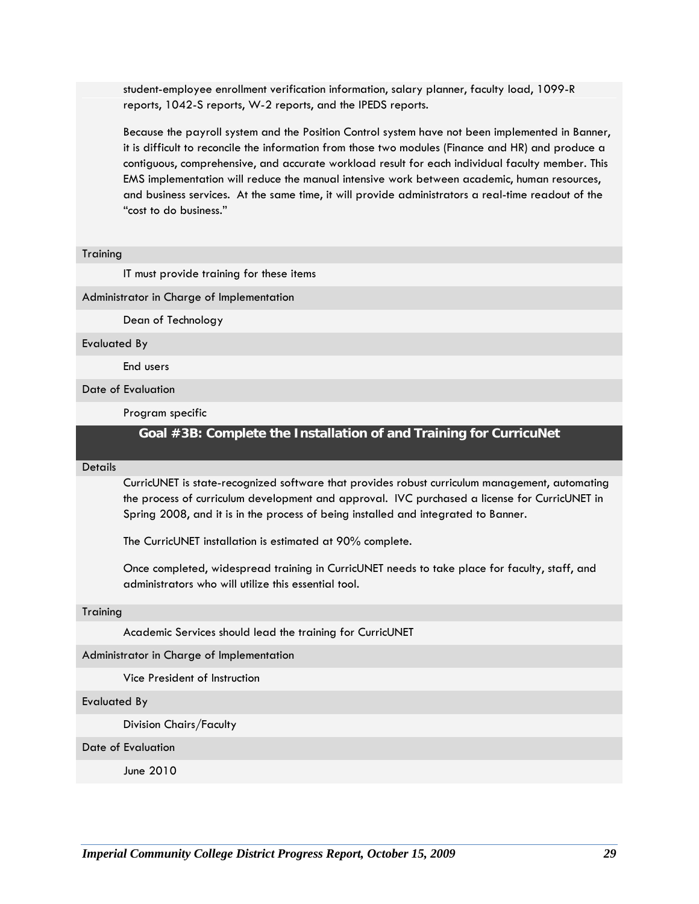student-employee enrollment verification information, salary planner, faculty load, 1099-R reports, 1042-S reports, W-2 reports, and the IPEDS reports.

Because the payroll system and the Position Control system have not been implemented in Banner, it is difficult to reconcile the information from those two modules (Finance and HR) and produce a contiguous, comprehensive, and accurate workload result for each individual faculty member. This EMS implementation will reduce the manual intensive work between academic, human resources, and business services. At the same time, it will provide administrators a real-time readout of the "cost to do business."

Training

IT must provide training for these items

Administrator in Charge of Implementation

Dean of Technology

Evaluated By

End users

Date of Evaluation

Program specific

## Goal #3B: Complete the Installation of and Training for CurricuNet

Details

CurricUNET is state-recognized software that provides robust curriculum management, automating the process of curriculum development and approval. IVC purchased a license for CurricUNET in Spring 2008, and it is in the process of being installed and integrated to Banner.

The CurricUNET installation is estimated at 90% complete.

Once completed, widespread training in CurricUNET needs to take place for faculty, staff, and administrators who will utilize this essential tool.

Training

Academic Services should lead the training for CurricUNET

Administrator in Charge of Implementation

Vice President of Instruction

Evaluated By

Division Chairs/Faculty

Date of Evaluation

June 2010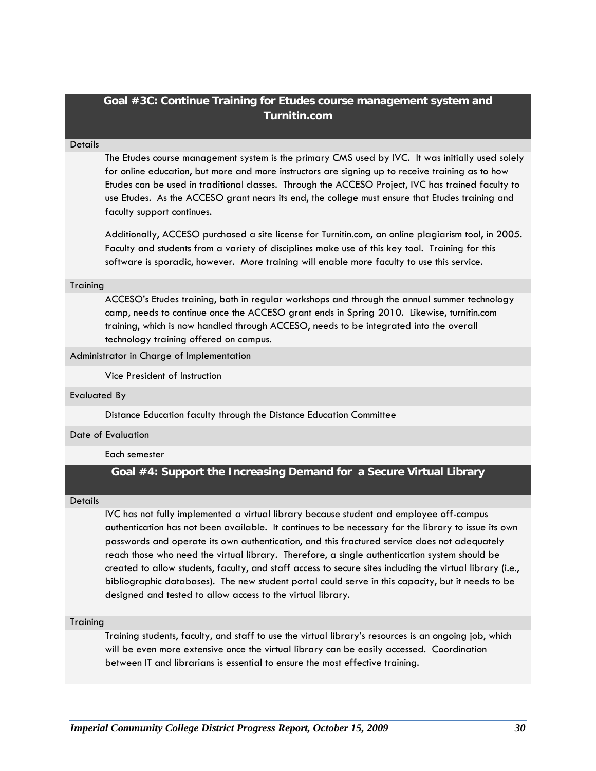## Goal #3C: Continue Training for Etudes course management system and Turnitin.com

**Details**

The Etudes course management system is the primary CMS used by IVC. It was initially used solely for online education, but more and more instructors are signing up to receive training as to how Etudes can be used in traditional classes. Through the ACCESO Project, IVC has trained faculty to use Etudes. As the ACCESO grant nears its end, the college must ensure that Etudes training and faculty support continues.

Additionally, ACCESO purchased a site license for Turnitin.com, an online plagiarism tool, in 2005. Faculty and students from a variety of disciplines make use of this key tool. Training for this software is sporadic, however. More training will enable more faculty to use this service.

**Training**

ACCESO's Etudes training, both in regular workshops and through the annual summer technology camp, needs to continue once the ACCESO grant ends in Spring 2010. Likewise, turnitin.com training, which is now handled through ACCESO, needs to be integrated into the overall technology training offered on campus.

**Administrator in Charge of Implementation**

Vice President of Instruction

**Evaluated By**

Distance Education faculty through the Distance Education Committee

**Date of Evaluation**

Each semester

## Goal #4: Support the Increasing Demand for a Secure Virtual Library

**Details**

IVC has not fully implemented a virtual library because student and employee off-campus authentication has not been available. It continues to be necessary for the library to issue its own passwords and operate its own authentication, and this fractured service does not adequately reach those who need the virtual library. Therefore, a single authentication system should be created to allow students, faculty, and staff access to secure sites including the virtual library (i.e., bibliographic databases). The new student portal could serve in this capacity, but it needs to be designed and tested to allow access to the virtual library.

**Training**

Training students, faculty, and staff to use the virtual library's resources is an ongoing job, which will be even more extensive once the virtual library can be easily accessed. Coordination between IT and librarians is essential to ensure the most effective training.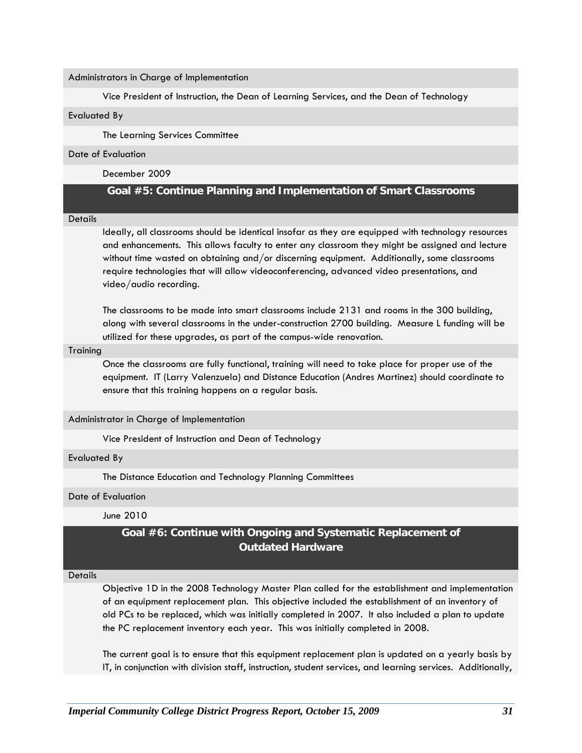Administrators in Charge of Implementation

Vice President of Instruction, the Dean of Learning Services, and the Dean of Technology

Evaluated By

The Learning Services Committee

Date of Evaluation

December 2009

## Goal #5: Continue Planning and Implementation of Smart Classrooms

Details

Ideally, all classrooms should be identical insofar as they are equipped with technology resources and enhancements. This allows faculty to enter any classroom they might be assigned and lecture without time wasted on obtaining and/or discerning equipment. Additionally, some classrooms require technologies that will allow videoconferencing, advanced video presentations, and video/audio recording.

The classrooms to be made into smart classrooms include 2131 and rooms in the 300 building, along with several classrooms in the under-construction 2700 building. Measure L funding will be utilized for these upgrades, as part of the campus-wide renovation.

Training

Once the classrooms are fully functional, training will need to take place for proper use of the equipment. IT (Larry Valenzuela) and Distance Education (Andres Martinez) should coordinate to ensure that this training happens on a regular basis.

Administrator in Charge of Implementation

Vice President of Instruction and Dean of Technology

Evaluated By

The Distance Education and Technology Planning Committees

Date of Evaluation

June 2010

## Goal #6: Continue with Ongoing and Systematic Replacement of Outdated Hardware

Details

Objective 1D in the 2008 Technology Master Plan called for the establishment and implementation of an equipment replacement plan. This objective included the establishment of an inventory of old PCs to be replaced, which was initially completed in 2007. It also included a plan to update the PC replacement inventory each year. This was initially completed in 2008.

The current goal is to ensure that this equipment replacement plan is updated on a yearly basis by IT, in conjunction with division staff, instruction, student services, and learning services. Additionally,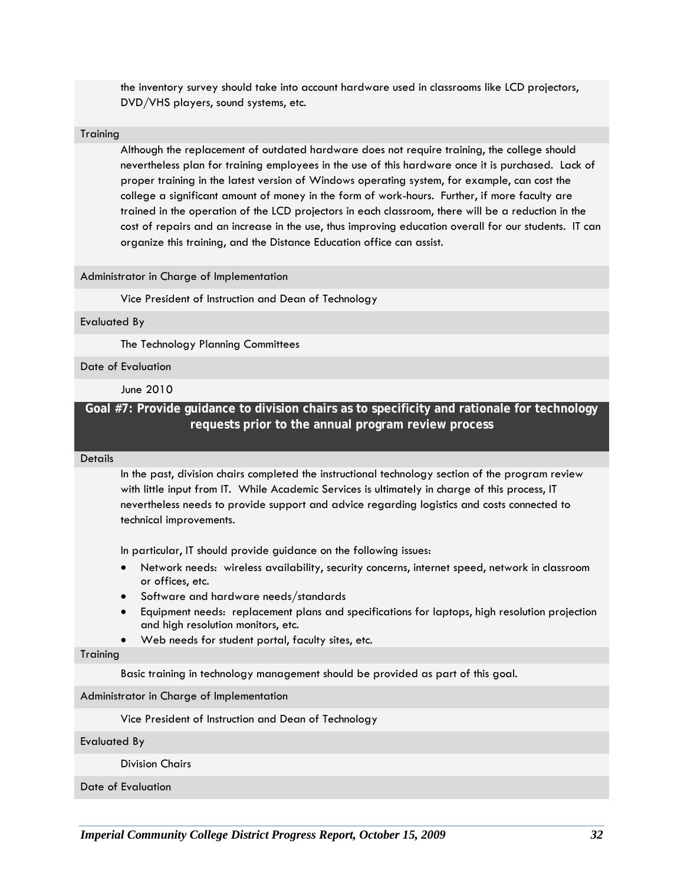the inventory survey should take into account hardware used in classrooms like LCD projectors, DVD/VHS players, sound systems, etc.

Training

Although the replacement of outdated hardware does not require training, the college should nevertheless plan for training employees in the use of this hardware once it is purchased. Lack of proper training in the latest version of Windows operating system, for example, can cost the college a significant amount of money in the form of work-hours. Further, if more faculty are trained in the operation of the LCD projectors in each classroom, there will be a reduction in the cost of repairs and an increase in the use, thus improving education overall for our students. IT can organize this training, and the Distance Education office can assist.

Administrator in Charge of Implementation

Vice President of Instruction and Dean of Technology

Evaluated By

The Technology Planning Committees

Date of Evaluation

June 2010

## Goal #7: Provide guidance to division chairs as to specificity and rationale for technology requests prior to the annual program review process

Details

In the past, division chairs completed the instructional technology section of the program review with little input from IT. While Academic Services is ultimately in charge of this process, IT nevertheless needs to provide support and advice regarding logistics and costs connected to technical improvements.

In particular, IT should provide guidance on the following issues:

- Network needs: wireless availability, security concerns, internet speed, network in classroom or offices, etc.
- Software and hardware needs/standards
- Equipment needs: replacement plans and specifications for laptops, high resolution projection and high resolution monitors, etc.
- Web needs for student portal, faculty sites, etc.

Training

Basic training in technology management should be provided as part of this goal.

Administrator in Charge of Implementation

Vice President of Instruction and Dean of Technology

Evaluated By

Division Chairs

Date of Evaluation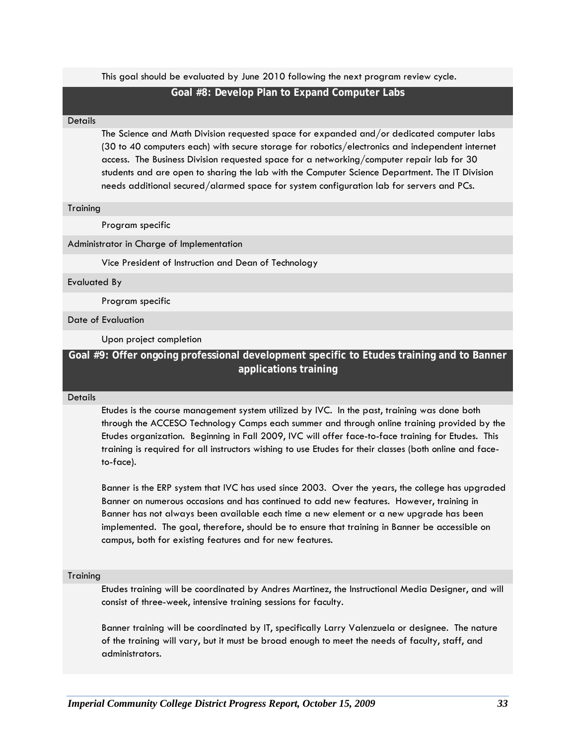This goal should be evaluated by June 2010 following the next program review cycle.

## Goal #8: Develop Plan to Expand Computer Labs

Details

The Science and Math Division requested space for expanded and/or dedicated computer labs (30 to 40 computers each) with secure storage for robotics/electronics and independent internet access. The Business Division requested space for a networking/computer repair lab for 30 students and are open to sharing the lab with the Computer Science Department. The IT Division needs additional secured/alarmed space for system configuration lab for servers and PCs.

Training

Program specific

Administrator in Charge of Implementation

Vice President of Instruction and Dean of Technology

Evaluated By

Program specific

Date of Evaluation

Upon project completion

## Goal #9: Offer ongoing professional development specific to Etudes training and to Banner applications training

Details

Etudes is the course management system utilized by IVC. In the past, training was done both through the ACCESO Technology Camps each summer and through online training provided by the Etudes organization. Beginning in Fall 2009, IVC will offer face-to-face training for Etudes. This training is required for all instructors wishing to use Etudes for their classes (both online and face-to-face).

Banner is the ERP system that IVC has used since 2003. Over the years, the college has upgraded Banner on numerous occasions and has continued to add new features. However, training in Banner has not always been available each time a new element or a new upgrade has been implemented. The goal, therefore, should be to ensure that training in Banner be accessible on campus, both for existing features and for new features.

Training

Etudes training will be coordinated by Andres Martinez, the Instructional Media Designer, and will consist of three-week, intensive training sessions for faculty.

Banner training will be coordinated by IT, specifically Larry Valenzuela or designee. The nature of the training will vary, but it must be broad enough to meet the needs of faculty, staff, and administrators.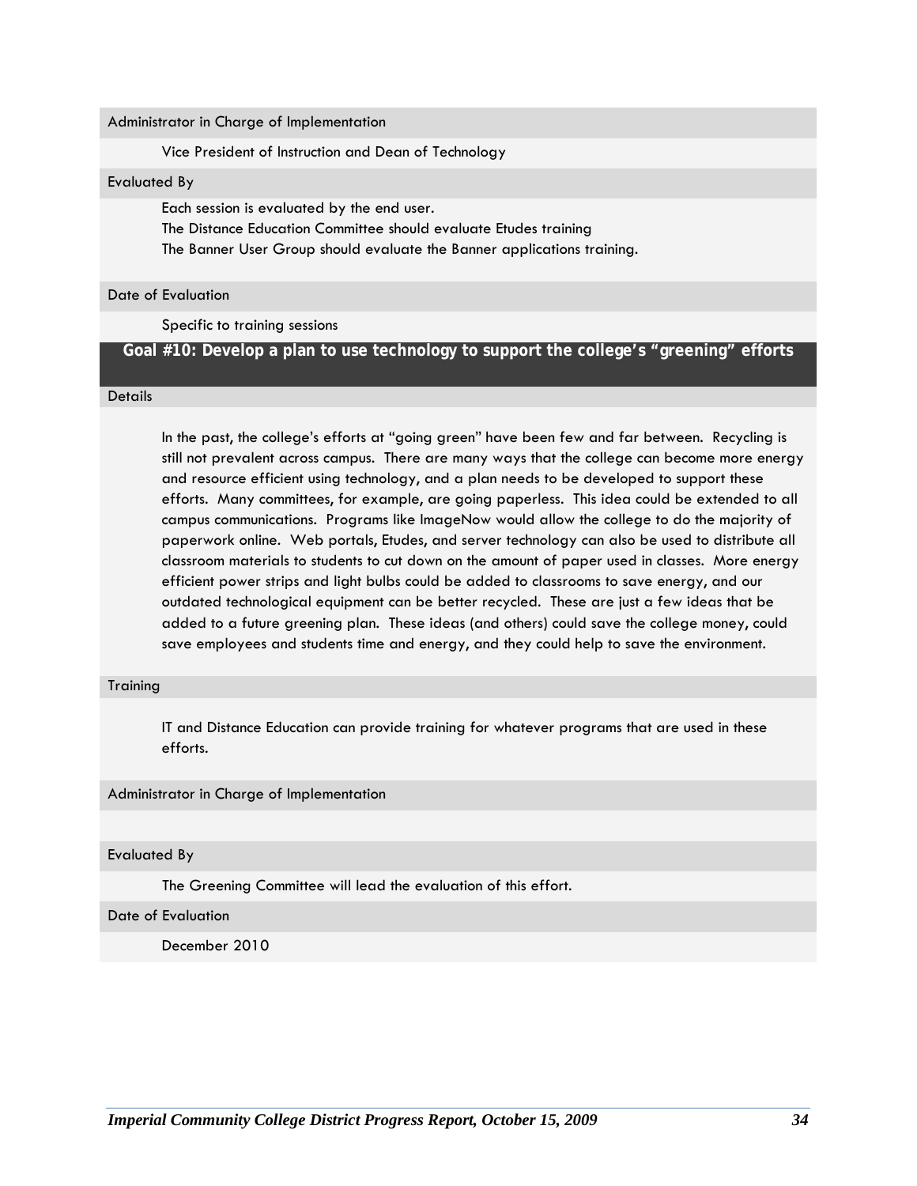Administrator in Charge of Implementation

Vice President of Instruction and Dean of Technology

Evaluated By

Each session is evaluated by the end user.
The Distance Education Committee should evaluate Etudes training
The Banner User Group should evaluate the Banner applications training.

Date of Evaluation

Specific to training sessions

## Goal #10: Develop a plan to use technology to support the college's "greening" efforts

Details

In the past, the college's efforts at "going green" have been few and far between. Recycling is still not prevalent across campus. There are many ways that the college can become more energy and resource efficient using technology, and a plan needs to be developed to support these efforts. Many committees, for example, are going paperless. This idea could be extended to all campus communications. Programs like ImageNow would allow the college to do the majority of paperwork online. Web portals, Etudes, and server technology can also be used to distribute all classroom materials to students to cut down on the amount of paper used in classes. More energy efficient power strips and light bulbs could be added to classrooms to save energy, and our outdated technological equipment can be better recycled. These are just a few ideas that be added to a future greening plan. These ideas (and others) could save the college money, could save employees and students time and energy, and they could help to save the environment.

Training

IT and Distance Education can provide training for whatever programs that are used in these efforts.

Administrator in Charge of Implementation

Evaluated By

The Greening Committee will lead the evaluation of this effort.

Date of Evaluation

December 2010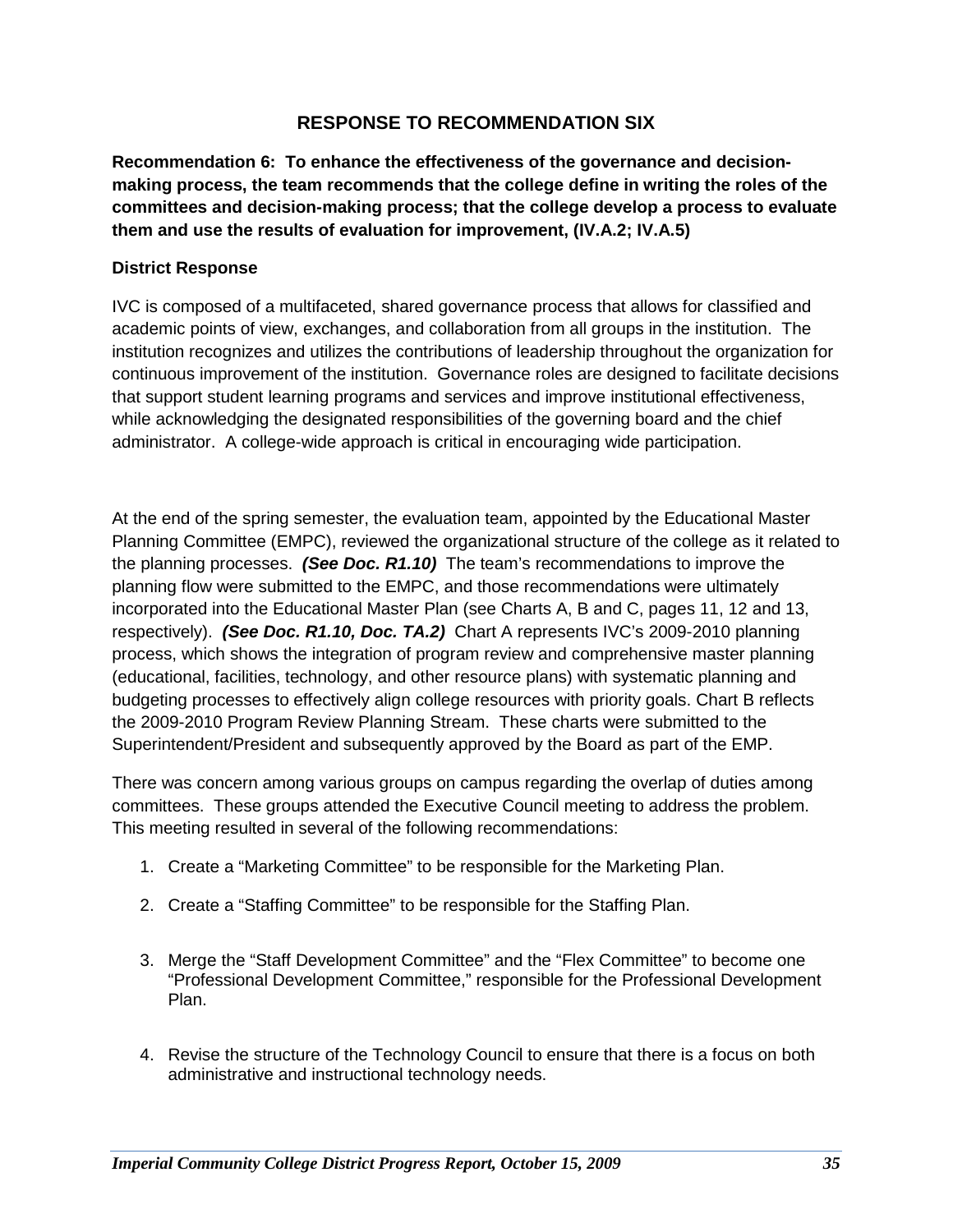## RESPONSE TO RECOMMENDATION SIX

**Recommendation 6: To enhance the effectiveness of the governance and decision-making process, the team recommends that the college define in writing the roles of the committees and decision-making process; that the college develop a process to evaluate them and use the results of evaluation for improvement, (IV.A.2; IV.A.5)**

### District Response

IVC is composed of a multifaceted, shared governance process that allows for classified and academic points of view, exchanges, and collaboration from all groups in the institution. The institution recognizes and utilizes the contributions of leadership throughout the organization for continuous improvement of the institution. Governance roles are designed to facilitate decisions that support student learning programs and services and improve institutional effectiveness, while acknowledging the designated responsibilities of the governing board and the chief administrator. A college-wide approach is critical in encouraging wide participation.

At the end of the spring semester, the evaluation team, appointed by the Educational Master Planning Committee (EMPC), reviewed the organizational structure of the college as it related to the planning processes. ***(See Doc. R1.10)*** The team's recommendations to improve the planning flow were submitted to the EMPC, and those recommendations were ultimately incorporated into the Educational Master Plan (see Charts A, B and C, pages 11, 12 and 13, respectively). ***(See Doc. R1.10, Doc. TA.2)*** Chart A represents IVC's 2009-2010 planning process, which shows the integration of program review and comprehensive master planning (educational, facilities, technology, and other resource plans) with systematic planning and budgeting processes to effectively align college resources with priority goals. Chart B reflects the 2009-2010 Program Review Planning Stream. These charts were submitted to the Superintendent/President and subsequently approved by the Board as part of the EMP.

There was concern among various groups on campus regarding the overlap of duties among committees. These groups attended the Executive Council meeting to address the problem. This meeting resulted in several of the following recommendations:

1. Create a "Marketing Committee" to be responsible for the Marketing Plan.
2. Create a "Staffing Committee" to be responsible for the Staffing Plan.
3. Merge the "Staff Development Committee" and the "Flex Committee" to become one "Professional Development Committee," responsible for the Professional Development Plan.
4. Revise the structure of the Technology Council to ensure that there is a focus on both administrative and instructional technology needs.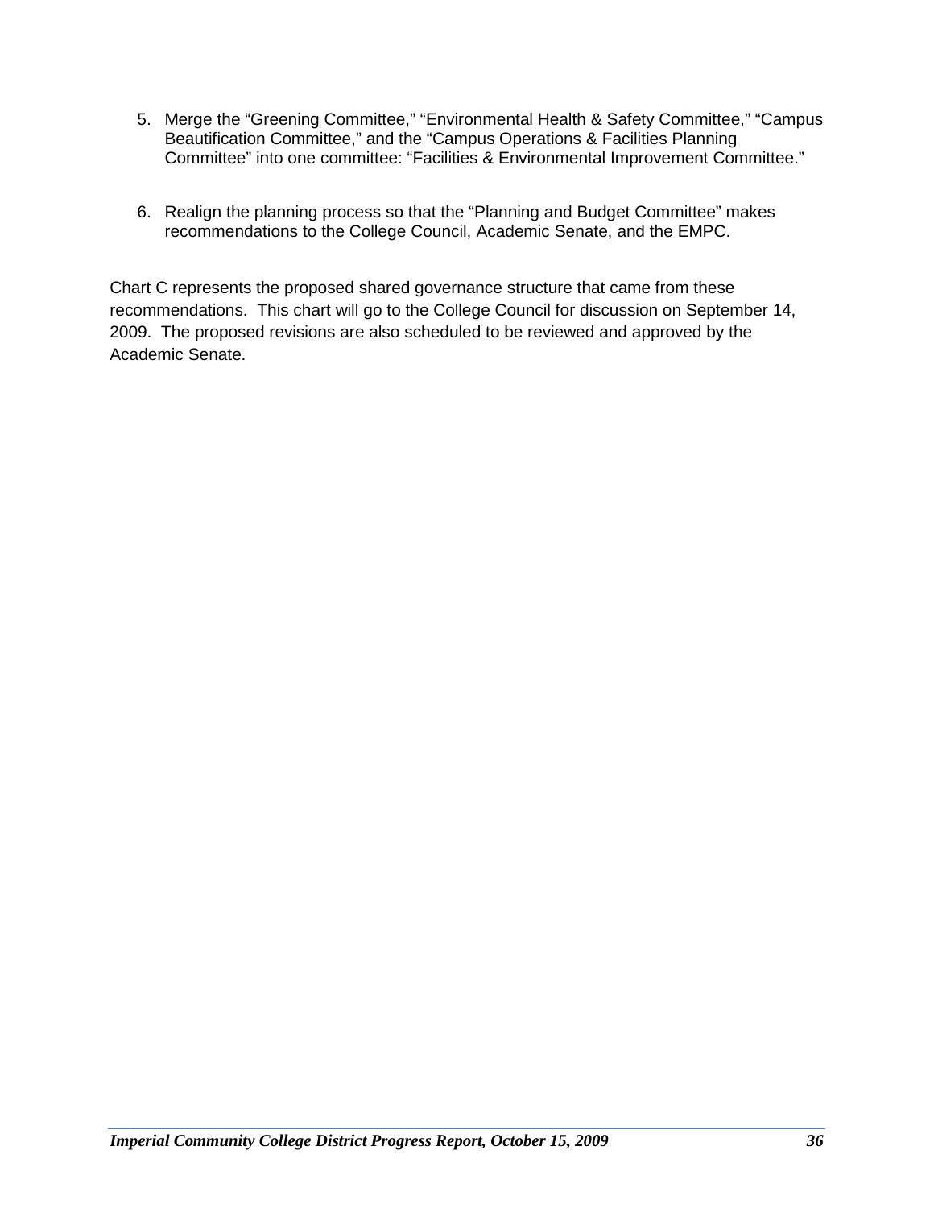5. Merge the “Greening Committee,” “Environmental Health & Safety Committee,” “Campus Beautification Committee,” and the “Campus Operations & Facilities Planning Committee” into one committee: “Facilities & Environmental Improvement Committee.”

6. Realign the planning process so that the “Planning and Budget Committee” makes recommendations to the College Council, Academic Senate, and the EMPC.

Chart C represents the proposed shared governance structure that came from these recommendations. This chart will go to the College Council for discussion on September 14, 2009. The proposed revisions are also scheduled to be reviewed and approved by the Academic Senate.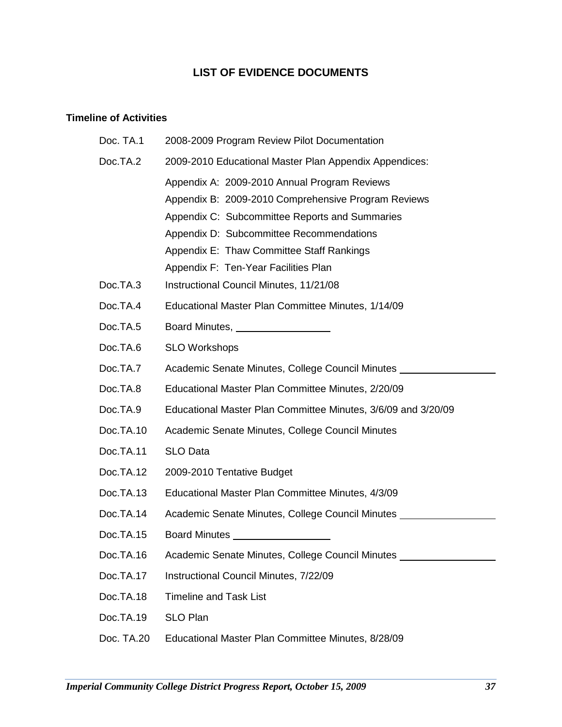# LIST OF EVIDENCE DOCUMENTS

## Timeline of Activities

| | |
|---|---|
| Doc. TA.1 | 2008-2009 Program Review Pilot Documentation |
| Doc.TA.2 | 2009-2010 Educational Master Plan Appendix Appendices:<br>Appendix A: 2009-2010 Annual Program Reviews<br>Appendix B: 2009-2010 Comprehensive Program Reviews<br>Appendix C: Subcommittee Reports and Summaries<br>Appendix D: Subcommittee Recommendations<br>Appendix E: Thaw Committee Staff Rankings<br>Appendix F: Ten-Year Facilities Plan |
| Doc.TA.3 | Instructional Council Minutes, 11/21/08 |
| Doc.TA.4 | Educational Master Plan Committee Minutes, 1/14/09 |
| Doc.TA.5 | Board Minutes, _________________ |
| Doc.TA.6 | SLO Workshops |
| Doc.TA.7 | Academic Senate Minutes, College Council Minutes _________________ |
| Doc.TA.8 | Educational Master Plan Committee Minutes, 2/20/09 |
| Doc.TA.9 | Educational Master Plan Committee Minutes, 3/6/09 and 3/20/09 |
| Doc.TA.10 | Academic Senate Minutes, College Council Minutes |
| Doc.TA.11 | SLO Data |
| Doc.TA.12 | 2009-2010 Tentative Budget |
| Doc.TA.13 | Educational Master Plan Committee Minutes, 4/3/09 |
| Doc.TA.14 | Academic Senate Minutes, College Council Minutes _________________ |
| Doc.TA.15 | Board Minutes _________________ |
| Doc.TA.16 | Academic Senate Minutes, College Council Minutes _________________ |
| Doc.TA.17 | Instructional Council Minutes, 7/22/09 |
| Doc.TA.18 | Timeline and Task List |
| Doc.TA.19 | SLO Plan |
| Doc. TA.20 | Educational Master Plan Committee Minutes, 8/28/09 |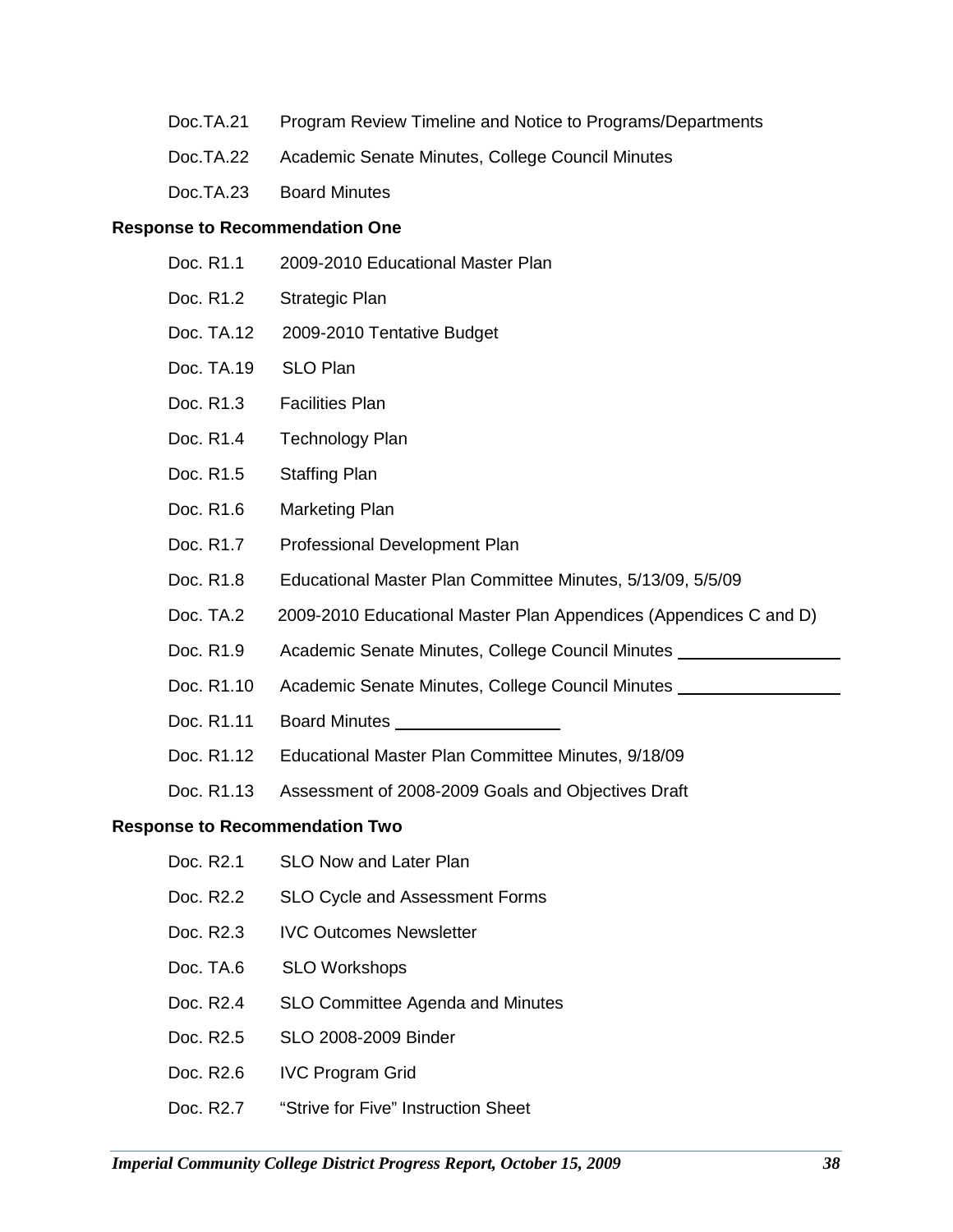Doc.TA.21 Program Review Timeline and Notice to Programs/Departments

Doc.TA.22 Academic Senate Minutes, College Council Minutes

Doc.TA.23 Board Minutes

**Response to Recommendation One**

Doc. R1.1 2009-2010 Educational Master Plan

Doc. R1.2 Strategic Plan

Doc. TA.12 2009-2010 Tentative Budget

Doc. TA.19 SLO Plan

Doc. R1.3 Facilities Plan

Doc. R1.4 Technology Plan

Doc. R1.5 Staffing Plan

Doc. R1.6 Marketing Plan

Doc. R1.7 Professional Development Plan

Doc. R1.8 Educational Master Plan Committee Minutes, 5/13/09, 5/5/09

Doc. TA.2 2009-2010 Educational Master Plan Appendices (Appendices C and D)

Doc. R1.9 Academic Senate Minutes, College Council Minutes ________________

Doc. R1.10 Academic Senate Minutes, College Council Minutes ________________

Doc. R1.11 Board Minutes ________________

Doc. R1.12 Educational Master Plan Committee Minutes, 9/18/09

Doc. R1.13 Assessment of 2008-2009 Goals and Objectives Draft

**Response to Recommendation Two**

Doc. R2.1 SLO Now and Later Plan

Doc. R2.2 SLO Cycle and Assessment Forms

Doc. R2.3 IVC Outcomes Newsletter

Doc. TA.6 SLO Workshops

Doc. R2.4 SLO Committee Agenda and Minutes

Doc. R2.5 SLO 2008-2009 Binder

Doc. R2.6 IVC Program Grid

Doc. R2.7 “Strive for Five” Instruction Sheet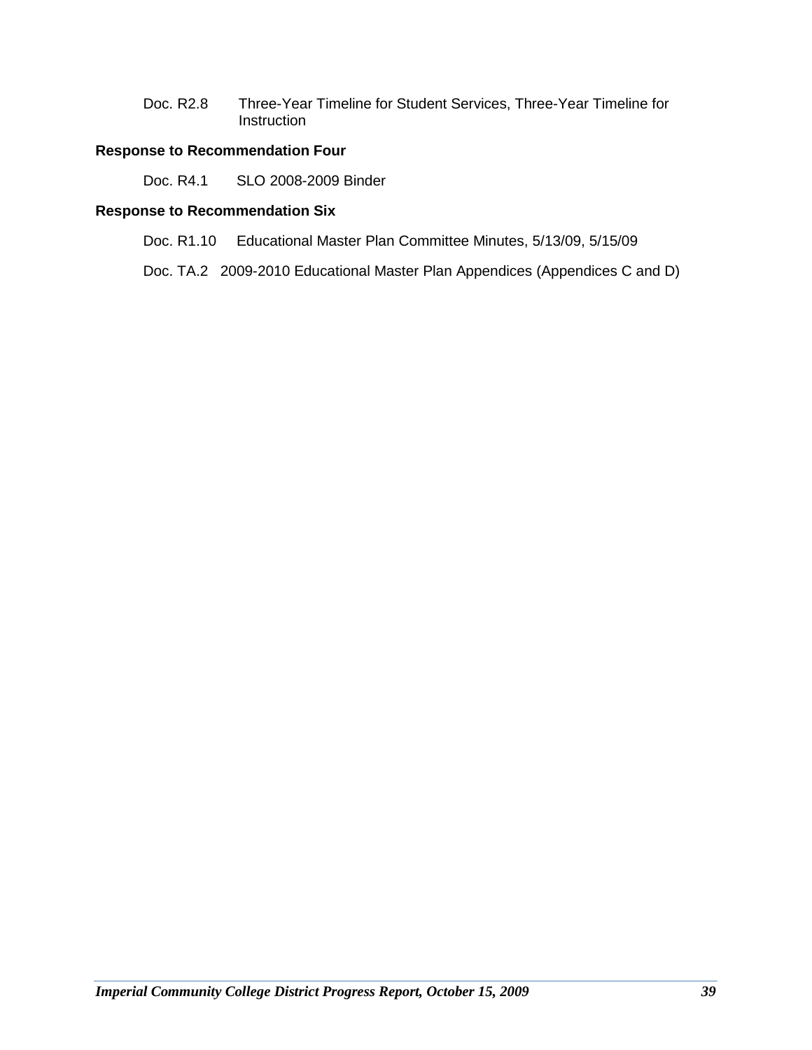Doc. R2.8 Three-Year Timeline for Student Services, Three-Year Timeline for Instruction

**Response to Recommendation Four**

Doc. R4.1 SLO 2008-2009 Binder

**Response to Recommendation Six**

Doc. R1.10 Educational Master Plan Committee Minutes, 5/13/09, 5/15/09

Doc. TA.2 2009-2010 Educational Master Plan Appendices (Appendices C and D)